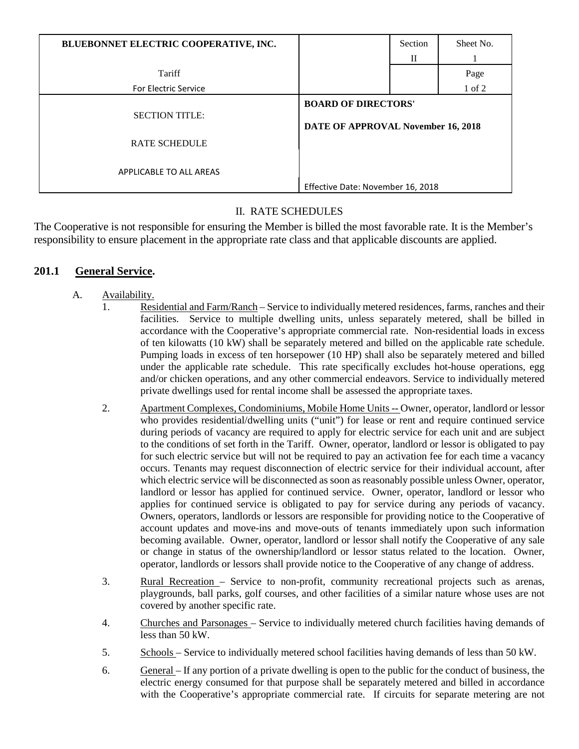| BLUEBONNET ELECTRIC COOPERATIVE, INC. | | Section | Sheet No. |
|---|---|---|---|
| | | II | 1 |
| Tariff | | | Page |
| For Electric Service | | | 1 of 2 |
| SECTION TITLE: | BOARD OF DIRECTORS' | | |
| | DATE OF APPROVAL November 16, 2018 | | |
| RATE SCHEDULE | | | |
| APPLICABLE TO ALL AREAS | Effective Date: November 16, 2018 | | |

## II. RATE SCHEDULES

The Cooperative is not responsible for ensuring the Member is billed the most favorable rate. It is the Member's responsibility to ensure placement in the appropriate rate class and that applicable discounts are applied.

### 201.1 General Service.

A. Availability.

1. Residential and Farm/Ranch – Service to individually metered residences, farms, ranches and their facilities. Service to multiple dwelling units, unless separately metered, shall be billed in accordance with the Cooperative's appropriate commercial rate. Non-residential loads in excess of ten kilowatts (10 kW) shall be separately metered and billed on the applicable rate schedule. Pumping loads in excess of ten horsepower (10 HP) shall also be separately metered and billed under the applicable rate schedule. This rate specifically excludes hot-house operations, egg and/or chicken operations, and any other commercial endeavors. Service to individually metered private dwellings used for rental income shall be assessed the appropriate taxes.

2. Apartment Complexes, Condominiums, Mobile Home Units -- Owner, operator, landlord or lessor who provides residential/dwelling units ("unit") for lease or rent and require continued service during periods of vacancy are required to apply for electric service for each unit and are subject to the conditions of set forth in the Tariff. Owner, operator, landlord or lessor is obligated to pay for such electric service but will not be required to pay an activation fee for each time a vacancy occurs. Tenants may request disconnection of electric service for their individual account, after which electric service will be disconnected as soon as reasonably possible unless Owner, operator, landlord or lessor has applied for continued service. Owner, operator, landlord or lessor who applies for continued service is obligated to pay for service during any periods of vacancy. Owners, operators, landlords or lessors are responsible for providing notice to the Cooperative of account updates and move-ins and move-outs of tenants immediately upon such information becoming available. Owner, operator, landlord or lessor shall notify the Cooperative of any sale or change in status of the ownership/landlord or lessor status related to the location. Owner, operator, landlords or lessors shall provide notice to the Cooperative of any change of address.

3. Rural Recreation – Service to non-profit, community recreational projects such as arenas, playgrounds, ball parks, golf courses, and other facilities of a similar nature whose uses are not covered by another specific rate.

4. Churches and Parsonages – Service to individually metered church facilities having demands of less than 50 kW.

5. Schools – Service to individually metered school facilities having demands of less than 50 kW.

6. General – If any portion of a private dwelling is open to the public for the conduct of business, the electric energy consumed for that purpose shall be separately metered and billed in accordance with the Cooperative's appropriate commercial rate. If circuits for separate metering are not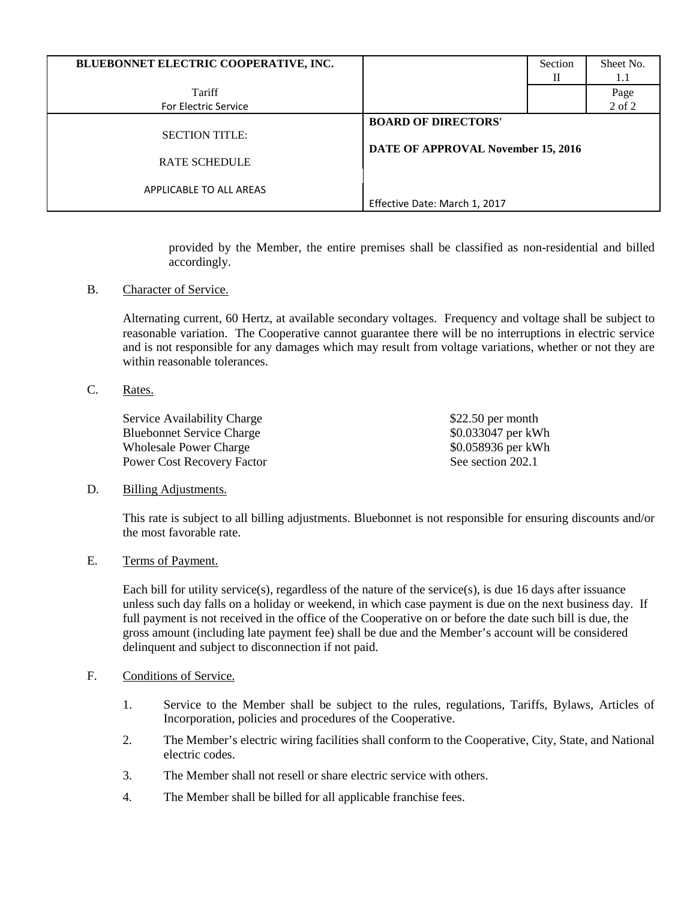provided by the Member, the entire premises shall be classified as non-residential and billed accordingly.

B. Character of Service.

Alternating current, 60 Hertz, at available secondary voltages. Frequency and voltage shall be subject to reasonable variation. The Cooperative cannot guarantee there will be no interruptions in electric service and is not responsible for any damages which may result from voltage variations, whether or not they are within reasonable tolerances.

C. Rates.

| | |
|---|---|
| Service Availability Charge | $22.50 per month |
| Bluebonnet Service Charge | $0.033047 per kWh |
| Wholesale Power Charge | $0.058936 per kWh |
| Power Cost Recovery Factor | See section 202.1 |

D. Billing Adjustments.

This rate is subject to all billing adjustments. Bluebonnet is not responsible for ensuring discounts and/or the most favorable rate.

E. Terms of Payment.

Each bill for utility service(s), regardless of the nature of the service(s), is due 16 days after issuance unless such day falls on a holiday or weekend, in which case payment is due on the next business day. If full payment is not received in the office of the Cooperative on or before the date such bill is due, the gross amount (including late payment fee) shall be due and the Member's account will be considered delinquent and subject to disconnection if not paid.

F. Conditions of Service.

1. Service to the Member shall be subject to the rules, regulations, Tariffs, Bylaws, Articles of Incorporation, policies and procedures of the Cooperative.
2. The Member's electric wiring facilities shall conform to the Cooperative, City, State, and National electric codes.
3. The Member shall not resell or share electric service with others.
4. The Member shall be billed for all applicable franchise fees.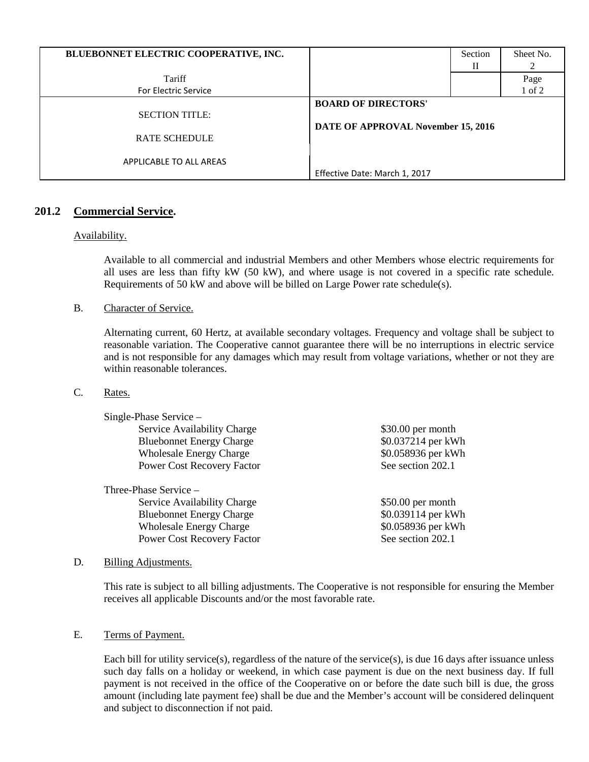| BLUEBONNET ELECTRIC COOPERATIVE, INC. | | Section II | Sheet No. 2 |
|---|---|---|---|
| Tariff<br>For Electric Service | | | Page 1 of 2 |
| SECTION TITLE:<br><br>RATE SCHEDULE<br><br>APPLICABLE TO ALL AREAS | **BOARD OF DIRECTORS'**<br><br>**DATE OF APPROVAL November 15, 2016**<br><br>Effective Date: March 1, 2017 | | |

## 201.2 Commercial Service.

Availability.

Available to all commercial and industrial Members and other Members whose electric requirements for all uses are less than fifty kW (50 kW), and where usage is not covered in a specific rate schedule. Requirements of 50 kW and above will be billed on Large Power rate schedule(s).

B. Character of Service.

Alternating current, 60 Hertz, at available secondary voltages. Frequency and voltage shall be subject to reasonable variation. The Cooperative cannot guarantee there will be no interruptions in electric service and is not responsible for any damages which may result from voltage variations, whether or not they are within reasonable tolerances.

C. Rates.

Single-Phase Service –

| | |
|---|---|
| Service Availability Charge | \$30.00 per month |
| Bluebonnet Energy Charge | \$0.037214 per kWh |
| Wholesale Energy Charge | \$0.058936 per kWh |
| Power Cost Recovery Factor | See section 202.1 |

Three-Phase Service –

| | |
|---|---|
| Service Availability Charge | \$50.00 per month |
| Bluebonnet Energy Charge | \$0.039114 per kWh |
| Wholesale Energy Charge | \$0.058936 per kWh |
| Power Cost Recovery Factor | See section 202.1 |

D. Billing Adjustments.

This rate is subject to all billing adjustments. The Cooperative is not responsible for ensuring the Member receives all applicable Discounts and/or the most favorable rate.

E. Terms of Payment.

Each bill for utility service(s), regardless of the nature of the service(s), is due 16 days after issuance unless such day falls on a holiday or weekend, in which case payment is due on the next business day. If full payment is not received in the office of the Cooperative on or before the date such bill is due, the gross amount (including late payment fee) shall be due and the Member's account will be considered delinquent and subject to disconnection if not paid.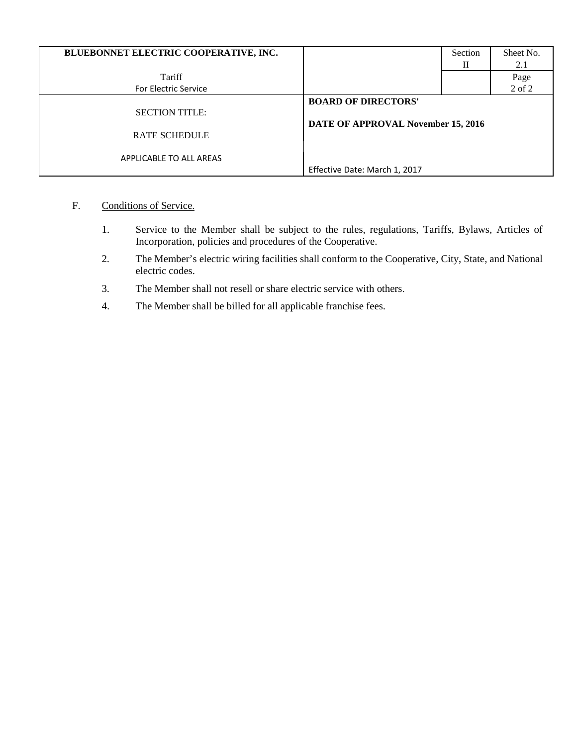F. Conditions of Service.

1. Service to the Member shall be subject to the rules, regulations, Tariffs, Bylaws, Articles of Incorporation, policies and procedures of the Cooperative.
2. The Member's electric wiring facilities shall conform to the Cooperative, City, State, and National electric codes.
3. The Member shall not resell or share electric service with others.
4. The Member shall be billed for all applicable franchise fees.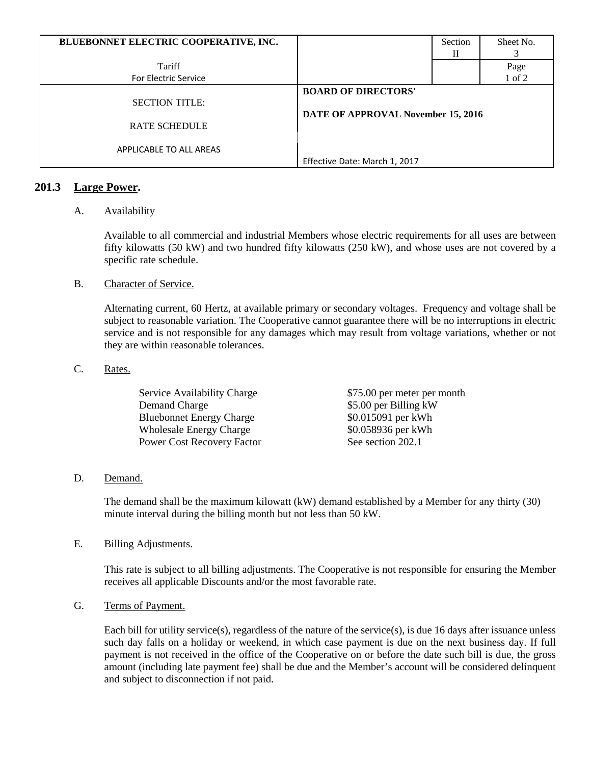| BLUEBONNET ELECTRIC COOPERATIVE, INC. | | Section II | Sheet No. 3 |
|---|---|---|---|
| Tariff For Electric Service | | | Page 1 of 2 |
| SECTION TITLE: RATE SCHEDULE APPLICABLE TO ALL AREAS | **BOARD OF DIRECTORS' DATE OF APPROVAL November 15, 2016** Effective Date: March 1, 2017 | | |

## 201.3 Large Power.

A. Availability

Available to all commercial and industrial Members whose electric requirements for all uses are between fifty kilowatts (50 kW) and two hundred fifty kilowatts (250 kW), and whose uses are not covered by a specific rate schedule.

B. Character of Service.

Alternating current, 60 Hertz, at available primary or secondary voltages. Frequency and voltage shall be subject to reasonable variation. The Cooperative cannot guarantee there will be no interruptions in electric service and is not responsible for any damages which may result from voltage variations, whether or not they are within reasonable tolerances.

C. Rates.

| | |
|---|---|
| Service Availability Charge | \$75.00 per meter per month |
| Demand Charge | \$5.00 per Billing kW |
| Bluebonnet Energy Charge | \$0.015091 per kWh |
| Wholesale Energy Charge | \$0.058936 per kWh |
| Power Cost Recovery Factor | See section 202.1 |

D. Demand.

The demand shall be the maximum kilowatt (kW) demand established by a Member for any thirty (30) minute interval during the billing month but not less than 50 kW.

E. Billing Adjustments.

This rate is subject to all billing adjustments. The Cooperative is not responsible for ensuring the Member receives all applicable Discounts and/or the most favorable rate.

G. Terms of Payment.

Each bill for utility service(s), regardless of the nature of the service(s), is due 16 days after issuance unless such day falls on a holiday or weekend, in which case payment is due on the next business day. If full payment is not received in the office of the Cooperative on or before the date such bill is due, the gross amount (including late payment fee) shall be due and the Member's account will be considered delinquent and subject to disconnection if not paid.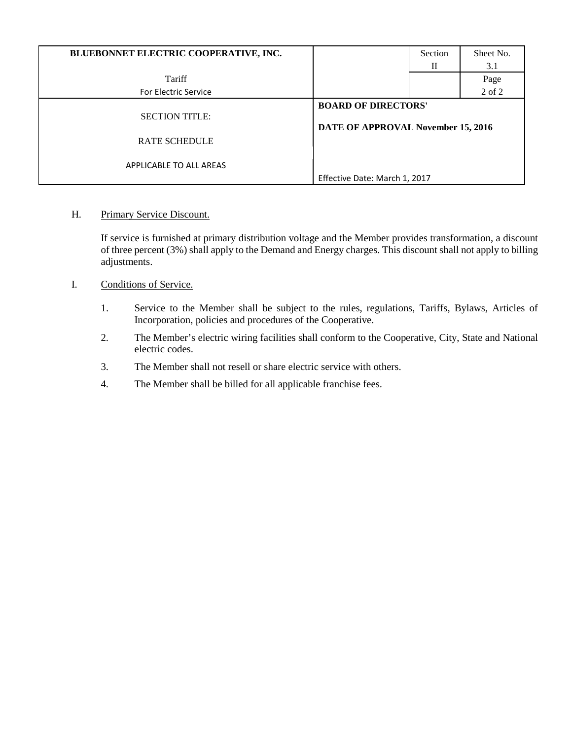H. Primary Service Discount.

If service is furnished at primary distribution voltage and the Member provides transformation, a discount of three percent (3%) shall apply to the Demand and Energy charges. This discount shall not apply to billing adjustments.

I. Conditions of Service.

1. Service to the Member shall be subject to the rules, regulations, Tariffs, Bylaws, Articles of Incorporation, policies and procedures of the Cooperative.
2. The Member's electric wiring facilities shall conform to the Cooperative, City, State and National electric codes.
3. The Member shall not resell or share electric service with others.
4. The Member shall be billed for all applicable franchise fees.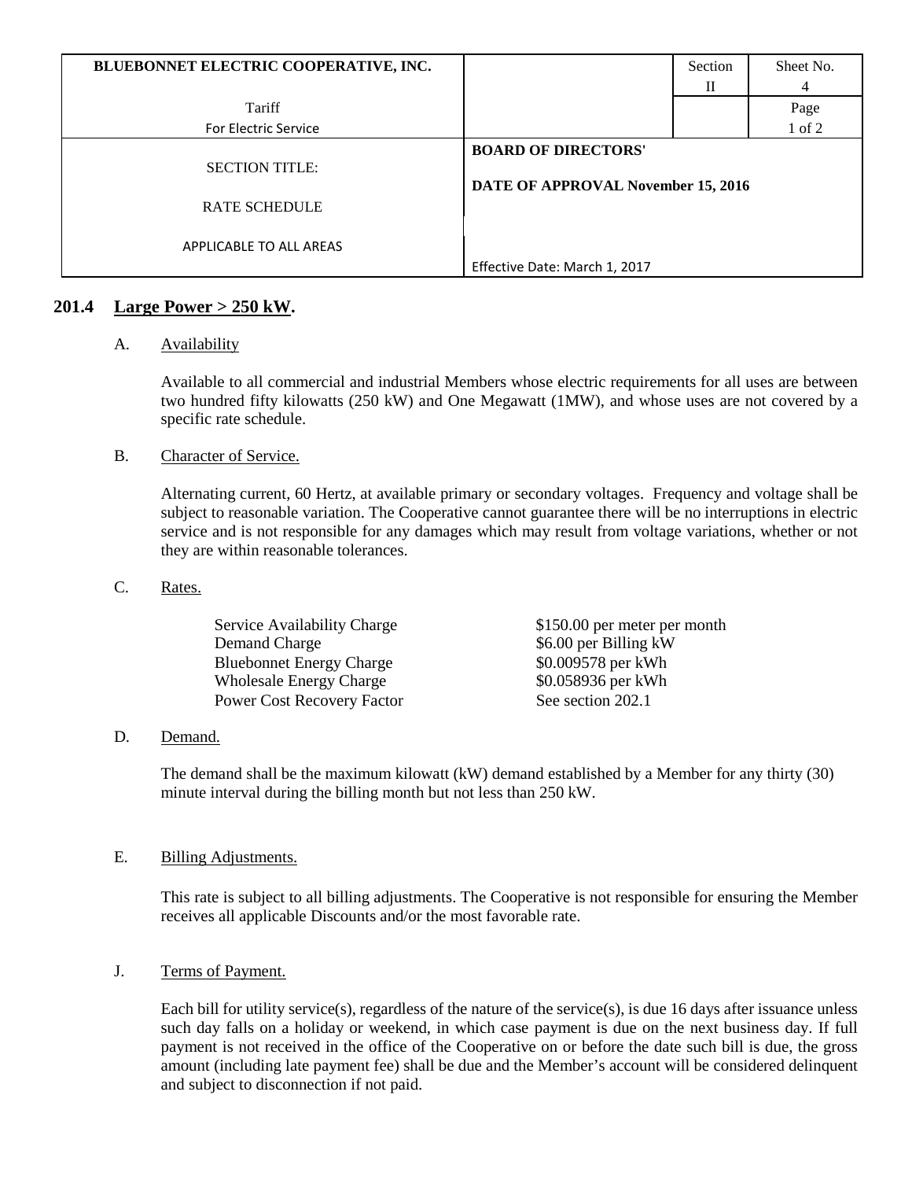| BLUEBONNET ELECTRIC COOPERATIVE, INC. | | Section II | Sheet No. 4 |
|---|---|---|---|
| Tariff For Electric Service | | | Page 1 of 2 |
| SECTION TITLE: RATE SCHEDULE APPLICABLE TO ALL AREAS | **BOARD OF DIRECTORS' DATE OF APPROVAL November 15, 2016** Effective Date: March 1, 2017 | | |

## 201.4 Large Power > 250 kW.

A. Availability

Available to all commercial and industrial Members whose electric requirements for all uses are between two hundred fifty kilowatts (250 kW) and One Megawatt (1MW), and whose uses are not covered by a specific rate schedule.

B. Character of Service.

Alternating current, 60 Hertz, at available primary or secondary voltages. Frequency and voltage shall be subject to reasonable variation. The Cooperative cannot guarantee there will be no interruptions in electric service and is not responsible for any damages which may result from voltage variations, whether or not they are within reasonable tolerances.

C. Rates.

| | |
|---|---|
| Service Availability Charge | $150.00 per meter per month |
| Demand Charge | $6.00 per Billing kW |
| Bluebonnet Energy Charge | $0.009578 per kWh |
| Wholesale Energy Charge | $0.058936 per kWh |
| Power Cost Recovery Factor | See section 202.1 |

D. Demand.

The demand shall be the maximum kilowatt (kW) demand established by a Member for any thirty (30) minute interval during the billing month but not less than 250 kW.

E. Billing Adjustments.

This rate is subject to all billing adjustments. The Cooperative is not responsible for ensuring the Member receives all applicable Discounts and/or the most favorable rate.

J. Terms of Payment.

Each bill for utility service(s), regardless of the nature of the service(s), is due 16 days after issuance unless such day falls on a holiday or weekend, in which case payment is due on the next business day. If full payment is not received in the office of the Cooperative on or before the date such bill is due, the gross amount (including late payment fee) shall be due and the Member's account will be considered delinquent and subject to disconnection if not paid.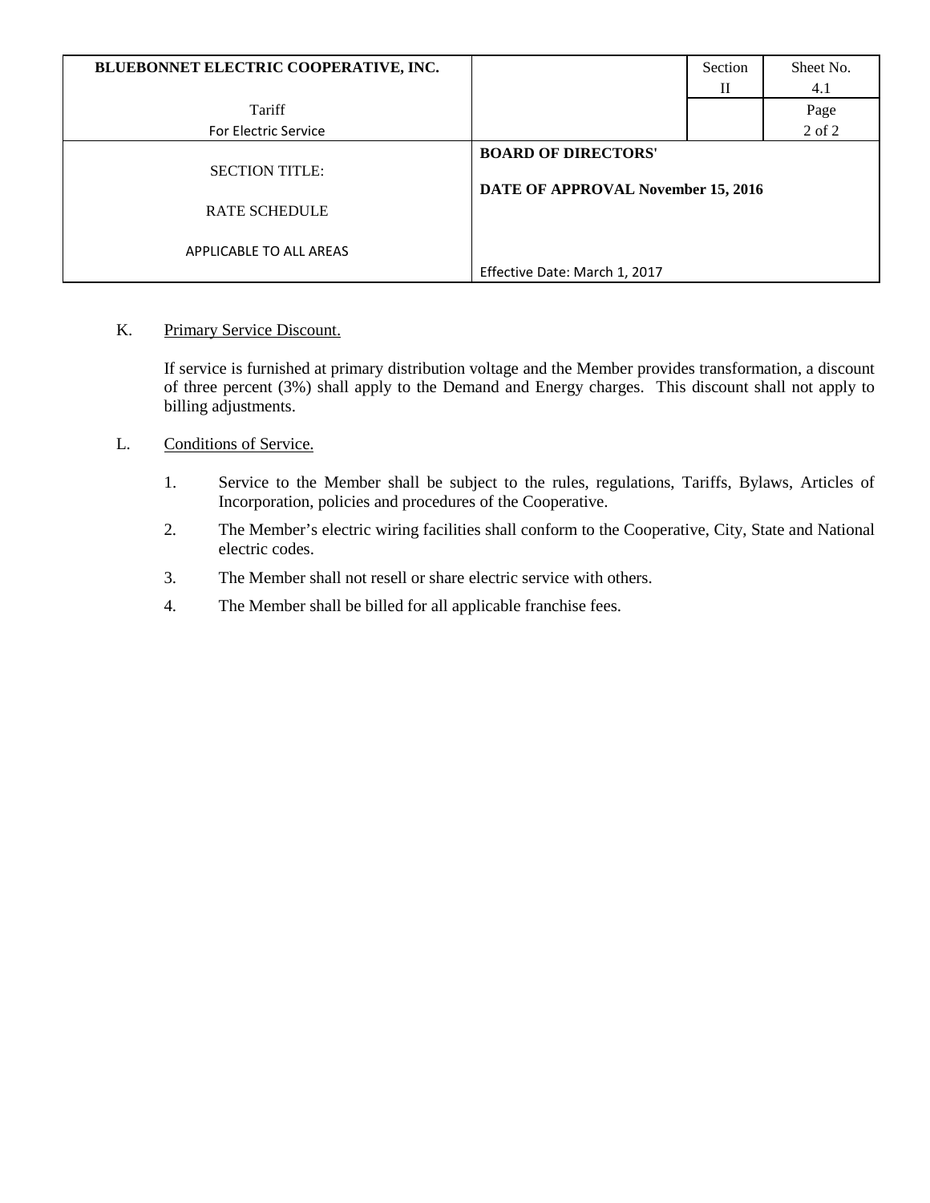| BLUEBONNET ELECTRIC COOPERATIVE, INC. Tariff For Electric Service | | Section II | Sheet No. 4.1 |
|---|---|---|---|
| | | | Page 2 of 2 |
| SECTION TITLE: RATE SCHEDULE APPLICABLE TO ALL AREAS | **BOARD OF DIRECTORS' DATE OF APPROVAL November 15, 2016** Effective Date: March 1, 2017 | | |

K. Primary Service Discount.

If service is furnished at primary distribution voltage and the Member provides transformation, a discount of three percent (3%) shall apply to the Demand and Energy charges. This discount shall not apply to billing adjustments.

L. Conditions of Service.

1. Service to the Member shall be subject to the rules, regulations, Tariffs, Bylaws, Articles of Incorporation, policies and procedures of the Cooperative.
2. The Member's electric wiring facilities shall conform to the Cooperative, City, State and National electric codes.
3. The Member shall not resell or share electric service with others.
4. The Member shall be billed for all applicable franchise fees.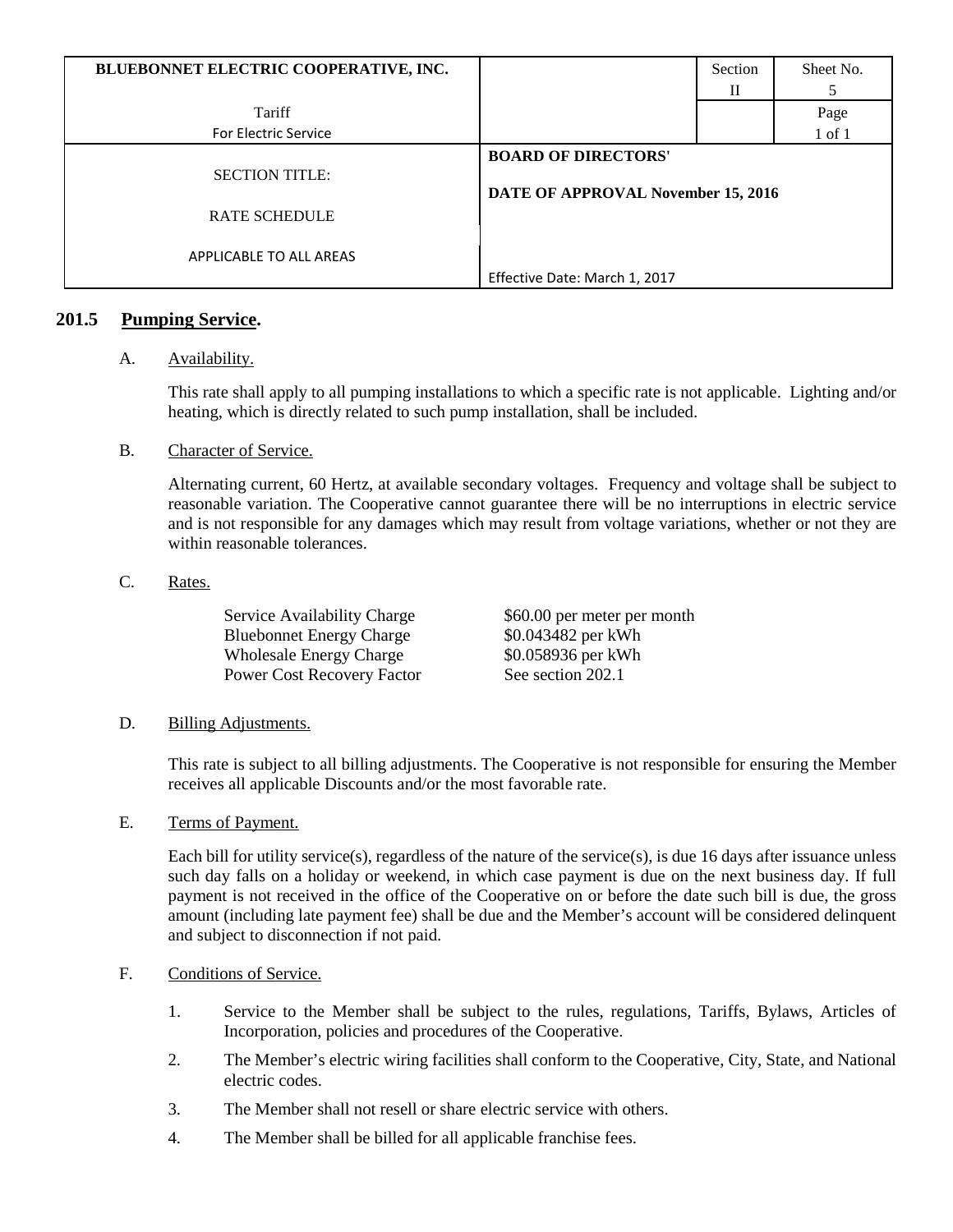| BLUEBONNET ELECTRIC COOPERATIVE, INC. | | Section II | Sheet No. 5 |
|---|---|---|---|
| Tariff For Electric Service | | | Page 1 of 1 |
| SECTION TITLE: RATE SCHEDULE APPLICABLE TO ALL AREAS | **BOARD OF DIRECTORS' DATE OF APPROVAL November 15, 2016** Effective Date: March 1, 2017 | | |

## 201.5 Pumping Service.

A. Availability.

This rate shall apply to all pumping installations to which a specific rate is not applicable. Lighting and/or heating, which is directly related to such pump installation, shall be included.

B. Character of Service.

Alternating current, 60 Hertz, at available secondary voltages. Frequency and voltage shall be subject to reasonable variation. The Cooperative cannot guarantee there will be no interruptions in electric service and is not responsible for any damages which may result from voltage variations, whether or not they are within reasonable tolerances.

C. Rates.

| | |
|---|---|
| Service Availability Charge | $60.00 per meter per month |
| Bluebonnet Energy Charge | $0.043482 per kWh |
| Wholesale Energy Charge | $0.058936 per kWh |
| Power Cost Recovery Factor | See section 202.1 |

D. Billing Adjustments.

This rate is subject to all billing adjustments. The Cooperative is not responsible for ensuring the Member receives all applicable Discounts and/or the most favorable rate.

E. Terms of Payment.

Each bill for utility service(s), regardless of the nature of the service(s), is due 16 days after issuance unless such day falls on a holiday or weekend, in which case payment is due on the next business day. If full payment is not received in the office of the Cooperative on or before the date such bill is due, the gross amount (including late payment fee) shall be due and the Member's account will be considered delinquent and subject to disconnection if not paid.

F. Conditions of Service.

1. Service to the Member shall be subject to the rules, regulations, Tariffs, Bylaws, Articles of Incorporation, policies and procedures of the Cooperative.
2. The Member's electric wiring facilities shall conform to the Cooperative, City, State, and National electric codes.
3. The Member shall not resell or share electric service with others.
4. The Member shall be billed for all applicable franchise fees.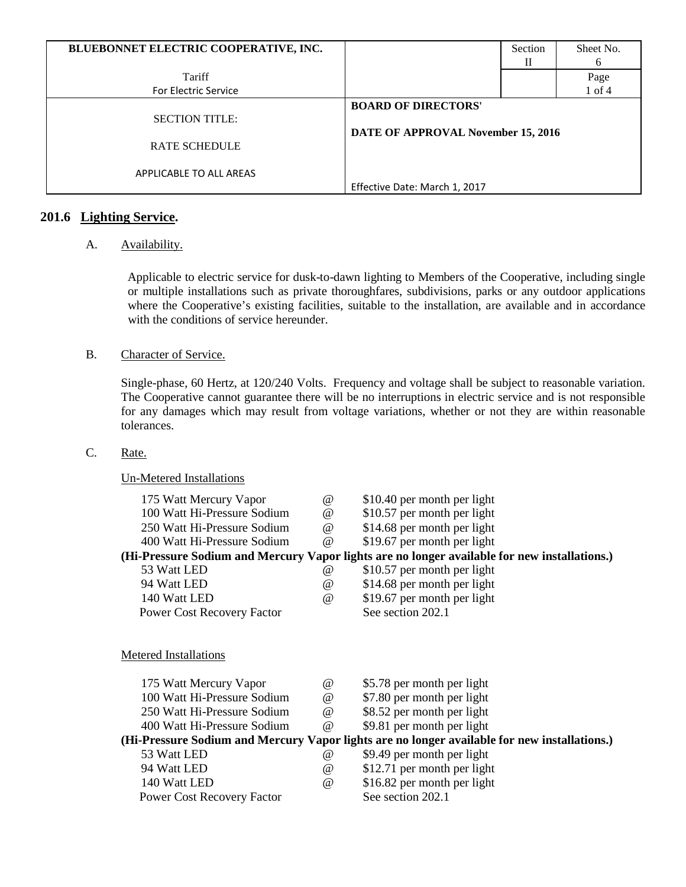| BLUEBONNET ELECTRIC COOPERATIVE, INC. | | Section II | Sheet No. 6 |
|---|---|---|---|
| Tariff<br>For Electric Service | | | Page<br>1 of 4 |
| SECTION TITLE:<br><br>RATE SCHEDULE<br><br>APPLICABLE TO ALL AREAS | **BOARD OF DIRECTORS'**<br><br>**DATE OF APPROVAL November 15, 2016**<br><br>Effective Date: March 1, 2017 | | |

## 201.6 **Lighting Service.**

A. Availability.

Applicable to electric service for dusk-to-dawn lighting to Members of the Cooperative, including single or multiple installations such as private thoroughfares, subdivisions, parks or any outdoor applications where the Cooperative's existing facilities, suitable to the installation, are available and in accordance with the conditions of service hereunder.

B. Character of Service.

Single-phase, 60 Hertz, at 120/240 Volts. Frequency and voltage shall be subject to reasonable variation. The Cooperative cannot guarantee there will be no interruptions in electric service and is not responsible for any damages which may result from voltage variations, whether or not they are within reasonable tolerances.

C. Rate.

Un-Metered Installations

| | | |
|---|---|---|
| 175 Watt Mercury Vapor | @ | $10.40 per month per light |
| 100 Watt Hi-Pressure Sodium | @ | $10.57 per month per light |
| 250 Watt Hi-Pressure Sodium | @ | $14.68 per month per light |
| 400 Watt Hi-Pressure Sodium | @ | $19.67 per month per light |

**(Hi-Pressure Sodium and Mercury Vapor lights are no longer available for new installations.)**

| | | |
|---|---|---|
| 53 Watt LED | @ | $10.57 per month per light |
| 94 Watt LED | @ | $14.68 per month per light |
| 140 Watt LED | @ | $19.67 per month per light |
| Power Cost Recovery Factor | | See section 202.1 |

Metered Installations

| | | |
|---|---|---|
| 175 Watt Mercury Vapor | @ | $5.78 per month per light |
| 100 Watt Hi-Pressure Sodium | @ | $7.80 per month per light |
| 250 Watt Hi-Pressure Sodium | @ | $8.52 per month per light |
| 400 Watt Hi-Pressure Sodium | @ | $9.81 per month per light |

**(Hi-Pressure Sodium and Mercury Vapor lights are no longer available for new installations.)**

| | | |
|---|---|---|
| 53 Watt LED | @ | $9.49 per month per light |
| 94 Watt LED | @ | $12.71 per month per light |
| 140 Watt LED | @ | $16.82 per month per light |
| Power Cost Recovery Factor | | See section 202.1 |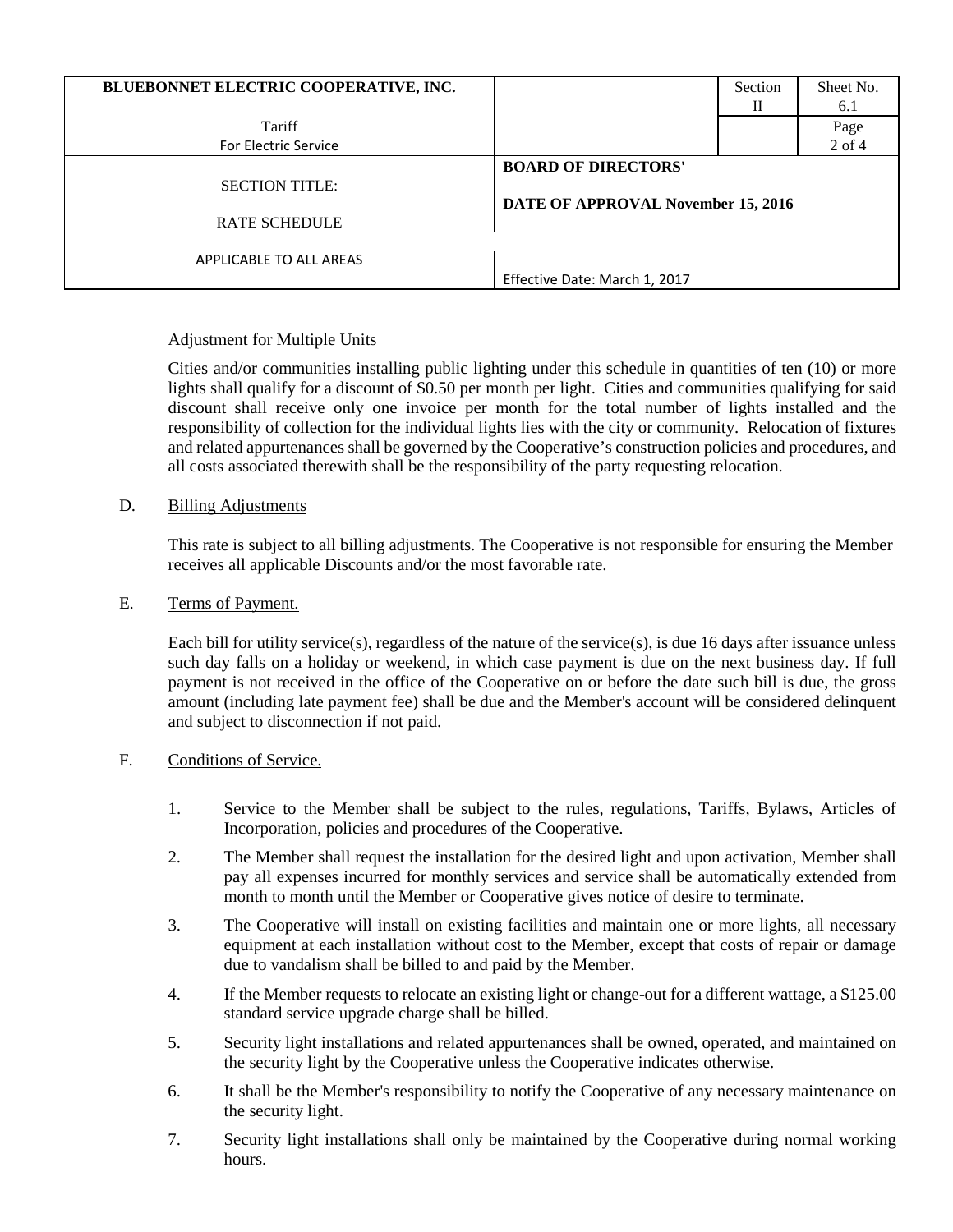### Adjustment for Multiple Units

Cities and/or communities installing public lighting under this schedule in quantities of ten (10) or more lights shall qualify for a discount of $0.50 per month per light. Cities and communities qualifying for said discount shall receive only one invoice per month for the total number of lights installed and the responsibility of collection for the individual lights lies with the city or community. Relocation of fixtures and related appurtenances shall be governed by the Cooperative's construction policies and procedures, and all costs associated therewith shall be the responsibility of the party requesting relocation.

## D. Billing Adjustments

This rate is subject to all billing adjustments. The Cooperative is not responsible for ensuring the Member receives all applicable Discounts and/or the most favorable rate.

## E. Terms of Payment.

Each bill for utility service(s), regardless of the nature of the service(s), is due 16 days after issuance unless such day falls on a holiday or weekend, in which case payment is due on the next business day. If full payment is not received in the office of the Cooperative on or before the date such bill is due, the gross amount (including late payment fee) shall be due and the Member's account will be considered delinquent and subject to disconnection if not paid.

## F. Conditions of Service.

1. Service to the Member shall be subject to the rules, regulations, Tariffs, Bylaws, Articles of Incorporation, policies and procedures of the Cooperative.
2. The Member shall request the installation for the desired light and upon activation, Member shall pay all expenses incurred for monthly services and service shall be automatically extended from month to month until the Member or Cooperative gives notice of desire to terminate.
3. The Cooperative will install on existing facilities and maintain one or more lights, all necessary equipment at each installation without cost to the Member, except that costs of repair or damage due to vandalism shall be billed to and paid by the Member.
4. If the Member requests to relocate an existing light or change-out for a different wattage, a $125.00 standard service upgrade charge shall be billed.
5. Security light installations and related appurtenances shall be owned, operated, and maintained on the security light by the Cooperative unless the Cooperative indicates otherwise.
6. It shall be the Member's responsibility to notify the Cooperative of any necessary maintenance on the security light.
7. Security light installations shall only be maintained by the Cooperative during normal working hours.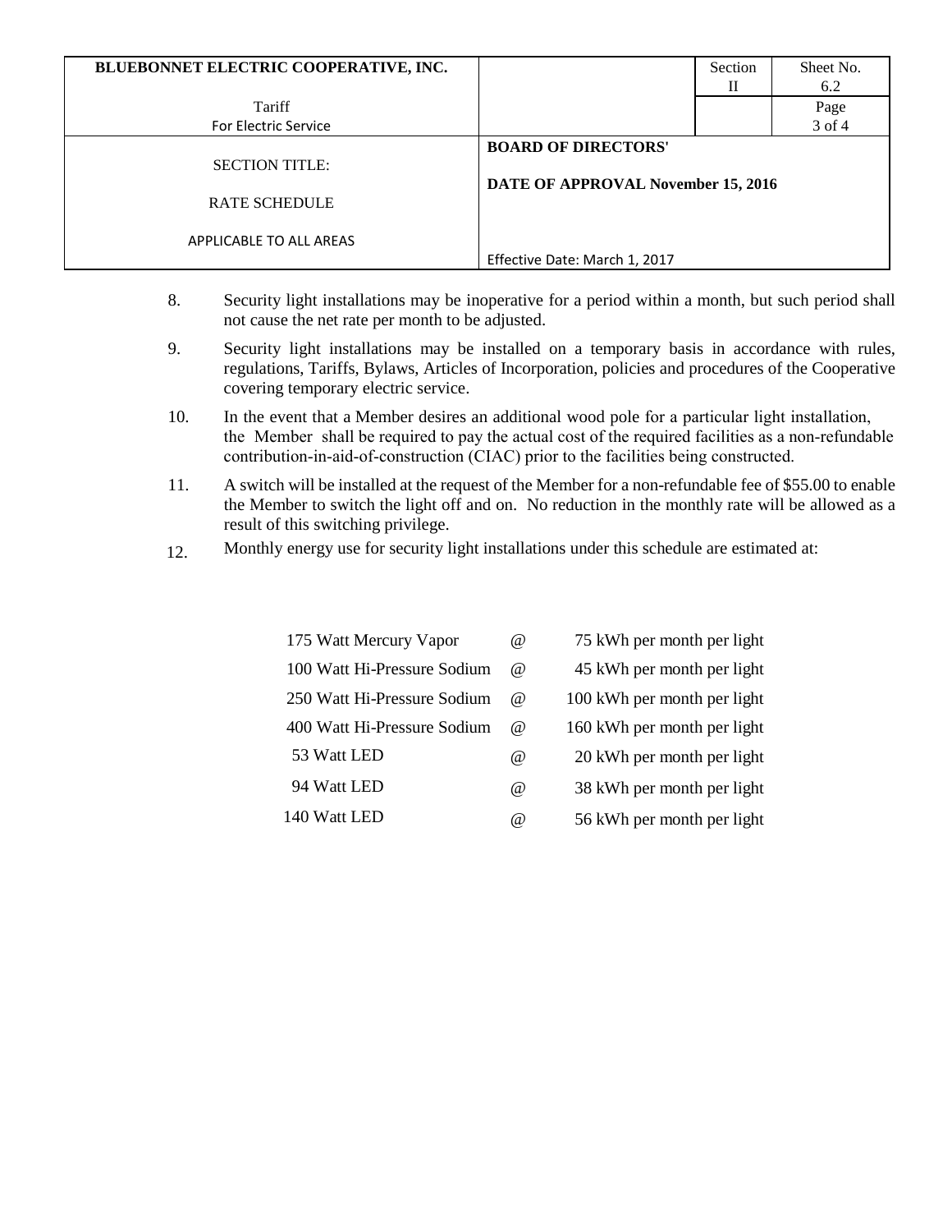8. Security light installations may be inoperative for a period within a month, but such period shall not cause the net rate per month to be adjusted.

9. Security light installations may be installed on a temporary basis in accordance with rules, regulations, Tariffs, Bylaws, Articles of Incorporation, policies and procedures of the Cooperative covering temporary electric service.

10. In the event that a Member desires an additional wood pole for a particular light installation, the Member shall be required to pay the actual cost of the required facilities as a non-refundable contribution-in-aid-of-construction (CIAC) prior to the facilities being constructed.

11. A switch will be installed at the request of the Member for a non-refundable fee of $55.00 to enable the Member to switch the light off and on. No reduction in the monthly rate will be allowed as a result of this switching privilege.

12. Monthly energy use for security light installations under this schedule are estimated at:

| | | |
|---|---|---|
| 175 Watt Mercury Vapor | @ | 75 kWh per month per light |
| 100 Watt Hi-Pressure Sodium | @ | 45 kWh per month per light |
| 250 Watt Hi-Pressure Sodium | @ | 100 kWh per month per light |
| 400 Watt Hi-Pressure Sodium | @ | 160 kWh per month per light |
| 53 Watt LED | @ | 20 kWh per month per light |
| 94 Watt LED | @ | 38 kWh per month per light |
| 140 Watt LED | @ | 56 kWh per month per light |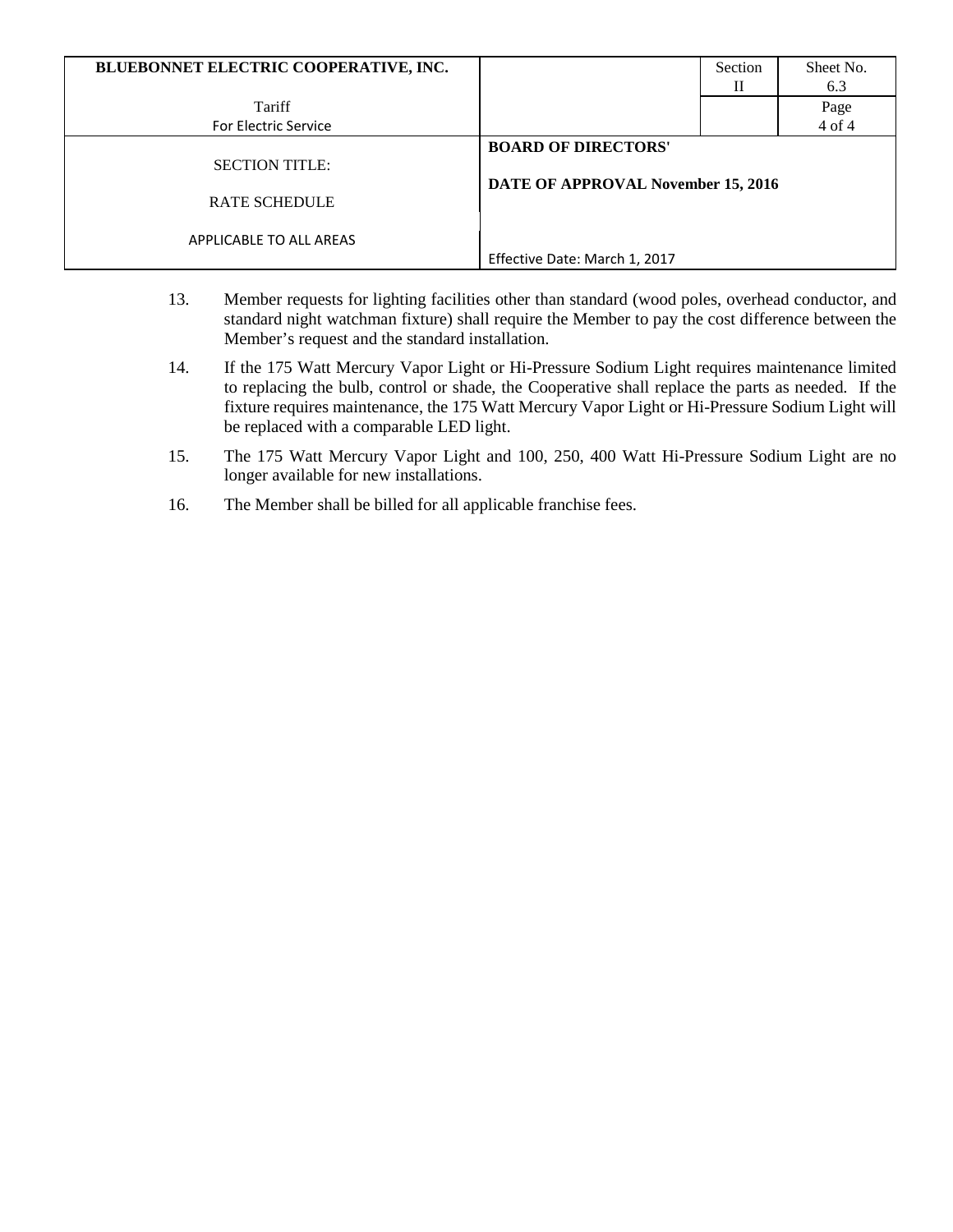13. Member requests for lighting facilities other than standard (wood poles, overhead conductor, and standard night watchman fixture) shall require the Member to pay the cost difference between the Member's request and the standard installation.

14. If the 175 Watt Mercury Vapor Light or Hi-Pressure Sodium Light requires maintenance limited to replacing the bulb, control or shade, the Cooperative shall replace the parts as needed. If the fixture requires maintenance, the 175 Watt Mercury Vapor Light or Hi-Pressure Sodium Light will be replaced with a comparable LED light.

15. The 175 Watt Mercury Vapor Light and 100, 250, 400 Watt Hi-Pressure Sodium Light are no longer available for new installations.

16. The Member shall be billed for all applicable franchise fees.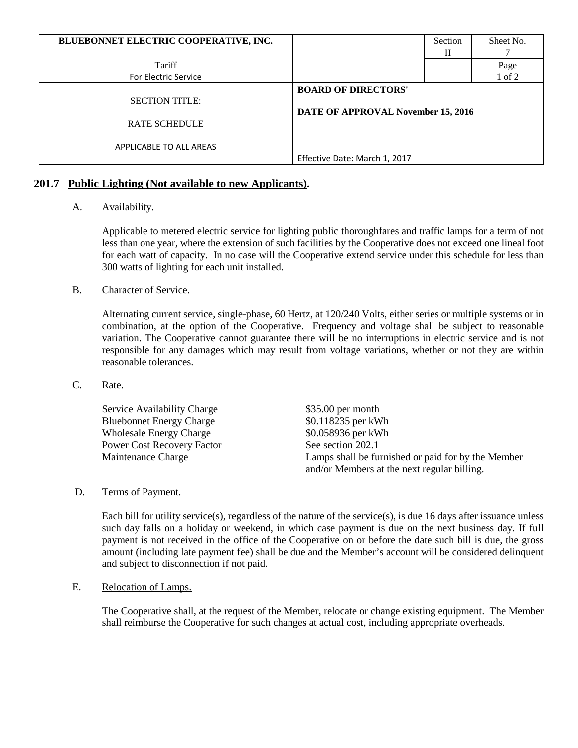## 201.7 Public Lighting (Not available to new Applicants).

A. Availability.

Applicable to metered electric service for lighting public thoroughfares and traffic lamps for a term of not less than one year, where the extension of such facilities by the Cooperative does not exceed one lineal foot for each watt of capacity. In no case will the Cooperative extend service under this schedule for less than 300 watts of lighting for each unit installed.

B. Character of Service.

Alternating current service, single-phase, 60 Hertz, at 120/240 Volts, either series or multiple systems or in combination, at the option of the Cooperative. Frequency and voltage shall be subject to reasonable variation. The Cooperative cannot guarantee there will be no interruptions in electric service and is not responsible for any damages which may result from voltage variations, whether or not they are within reasonable tolerances.

C. Rate.

| | |
|---|---|
| Service Availability Charge | $35.00 per month |
| Bluebonnet Energy Charge | $0.118235 per kWh |
| Wholesale Energy Charge | $0.058936 per kWh |
| Power Cost Recovery Factor | See section 202.1 |
| Maintenance Charge | Lamps shall be furnished or paid for by the Member and/or Members at the next regular billing. |

D. Terms of Payment.

Each bill for utility service(s), regardless of the nature of the service(s), is due 16 days after issuance unless such day falls on a holiday or weekend, in which case payment is due on the next business day. If full payment is not received in the office of the Cooperative on or before the date such bill is due, the gross amount (including late payment fee) shall be due and the Member's account will be considered delinquent and subject to disconnection if not paid.

E. Relocation of Lamps.

The Cooperative shall, at the request of the Member, relocate or change existing equipment. The Member shall reimburse the Cooperative for such changes at actual cost, including appropriate overheads.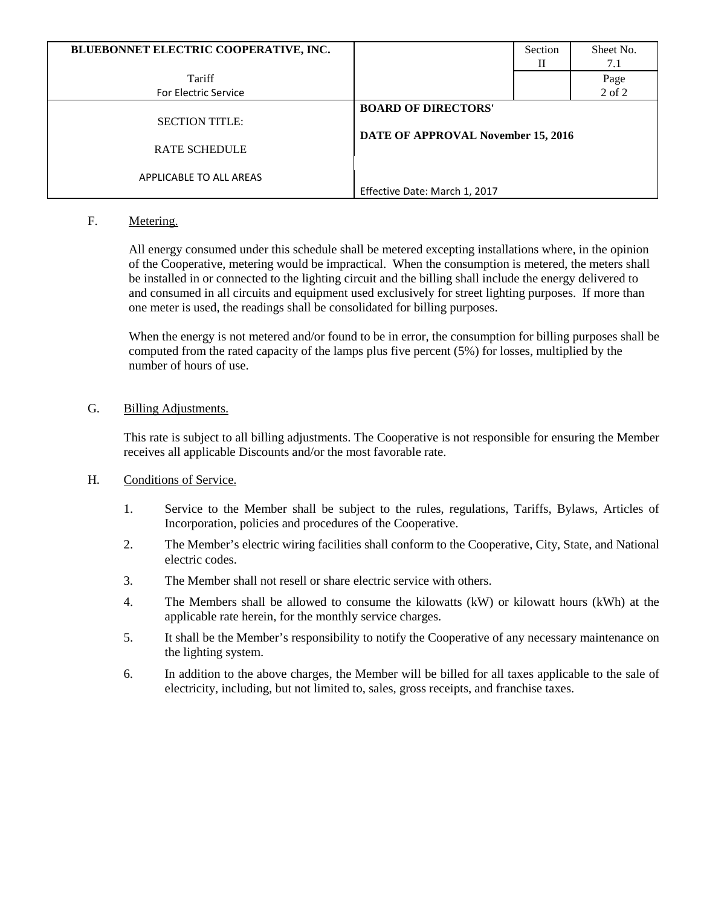F. Metering.

All energy consumed under this schedule shall be metered excepting installations where, in the opinion of the Cooperative, metering would be impractical. When the consumption is metered, the meters shall be installed in or connected to the lighting circuit and the billing shall include the energy delivered to and consumed in all circuits and equipment used exclusively for street lighting purposes. If more than one meter is used, the readings shall be consolidated for billing purposes.

When the energy is not metered and/or found to be in error, the consumption for billing purposes shall be computed from the rated capacity of the lamps plus five percent (5%) for losses, multiplied by the number of hours of use.

G. Billing Adjustments.

This rate is subject to all billing adjustments. The Cooperative is not responsible for ensuring the Member receives all applicable Discounts and/or the most favorable rate.

H. Conditions of Service.

1. Service to the Member shall be subject to the rules, regulations, Tariffs, Bylaws, Articles of Incorporation, policies and procedures of the Cooperative.
2. The Member's electric wiring facilities shall conform to the Cooperative, City, State, and National electric codes.
3. The Member shall not resell or share electric service with others.
4. The Members shall be allowed to consume the kilowatts (kW) or kilowatt hours (kWh) at the applicable rate herein, for the monthly service charges.
5. It shall be the Member's responsibility to notify the Cooperative of any necessary maintenance on the lighting system.
6. In addition to the above charges, the Member will be billed for all taxes applicable to the sale of electricity, including, but not limited to, sales, gross receipts, and franchise taxes.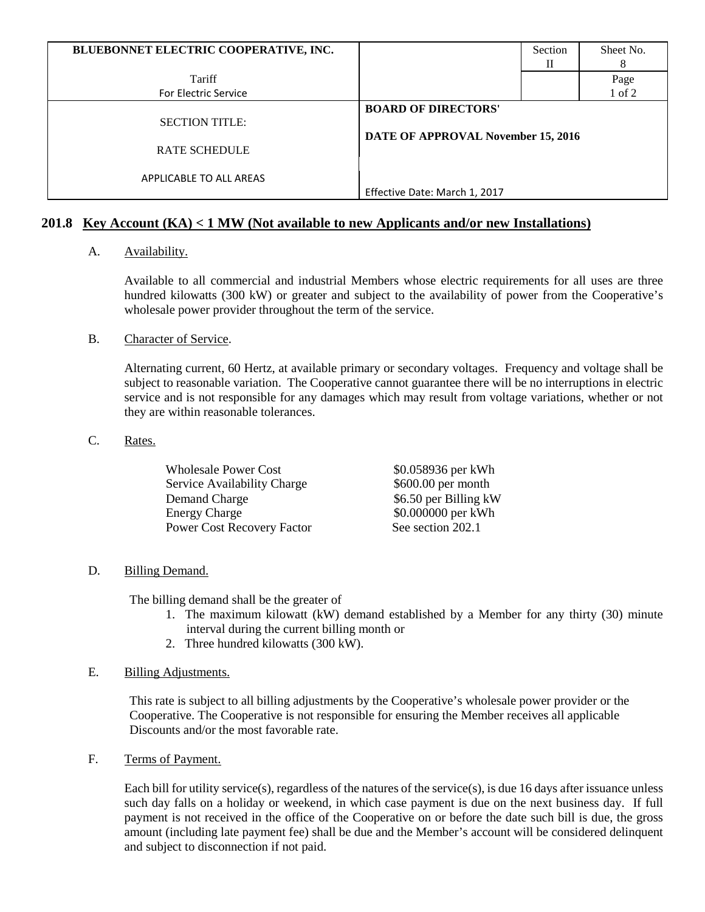| BLUEBONNET ELECTRIC COOPERATIVE, INC. | | Section II | Sheet No. 8 |
|---|---|---|---|
| Tariff<br>For Electric Service | | | Page<br>1 of 2 |
| SECTION TITLE:<br><br>RATE SCHEDULE<br><br>APPLICABLE TO ALL AREAS | **BOARD OF DIRECTORS'**<br><br>**DATE OF APPROVAL November 15, 2016**<br><br>Effective Date: March 1, 2017 | | |

## 201.8 Key Account (KA) < 1 MW (Not available to new Applicants and/or new Installations)

A. Availability.

Available to all commercial and industrial Members whose electric requirements for all uses are three hundred kilowatts (300 kW) or greater and subject to the availability of power from the Cooperative's wholesale power provider throughout the term of the service.

B. Character of Service.

Alternating current, 60 Hertz, at available primary or secondary voltages. Frequency and voltage shall be subject to reasonable variation. The Cooperative cannot guarantee there will be no interruptions in electric service and is not responsible for any damages which may result from voltage variations, whether or not they are within reasonable tolerances.

C. Rates.

| | |
|---|---|
| Wholesale Power Cost | $0.058936 per kWh |
| Service Availability Charge | $600.00 per month |
| Demand Charge | $6.50 per Billing kW |
| Energy Charge | $0.000000 per kWh |
| Power Cost Recovery Factor | See section 202.1 |

D. Billing Demand.

The billing demand shall be the greater of

1. The maximum kilowatt (kW) demand established by a Member for any thirty (30) minute interval during the current billing month or
2. Three hundred kilowatts (300 kW).

E. Billing Adjustments.

This rate is subject to all billing adjustments by the Cooperative's wholesale power provider or the Cooperative. The Cooperative is not responsible for ensuring the Member receives all applicable Discounts and/or the most favorable rate.

F. Terms of Payment.

Each bill for utility service(s), regardless of the natures of the service(s), is due 16 days after issuance unless such day falls on a holiday or weekend, in which case payment is due on the next business day. If full payment is not received in the office of the Cooperative on or before the date such bill is due, the gross amount (including late payment fee) shall be due and the Member's account will be considered delinquent and subject to disconnection if not paid.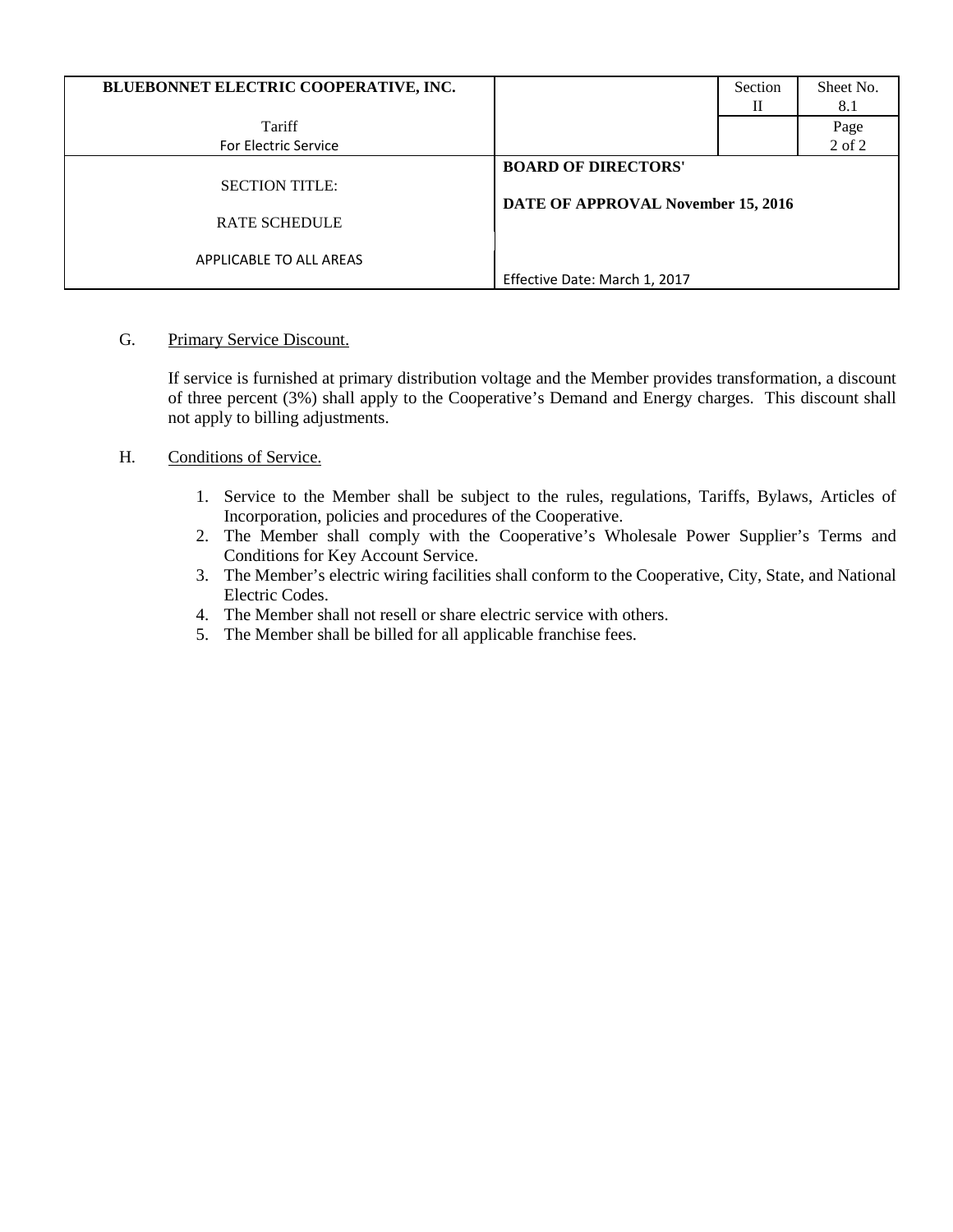G. Primary Service Discount.

If service is furnished at primary distribution voltage and the Member provides transformation, a discount of three percent (3%) shall apply to the Cooperative's Demand and Energy charges. This discount shall not apply to billing adjustments.

H. Conditions of Service.

1. Service to the Member shall be subject to the rules, regulations, Tariffs, Bylaws, Articles of Incorporation, policies and procedures of the Cooperative.
2. The Member shall comply with the Cooperative's Wholesale Power Supplier's Terms and Conditions for Key Account Service.
3. The Member's electric wiring facilities shall conform to the Cooperative, City, State, and National Electric Codes.
4. The Member shall not resell or share electric service with others.
5. The Member shall be billed for all applicable franchise fees.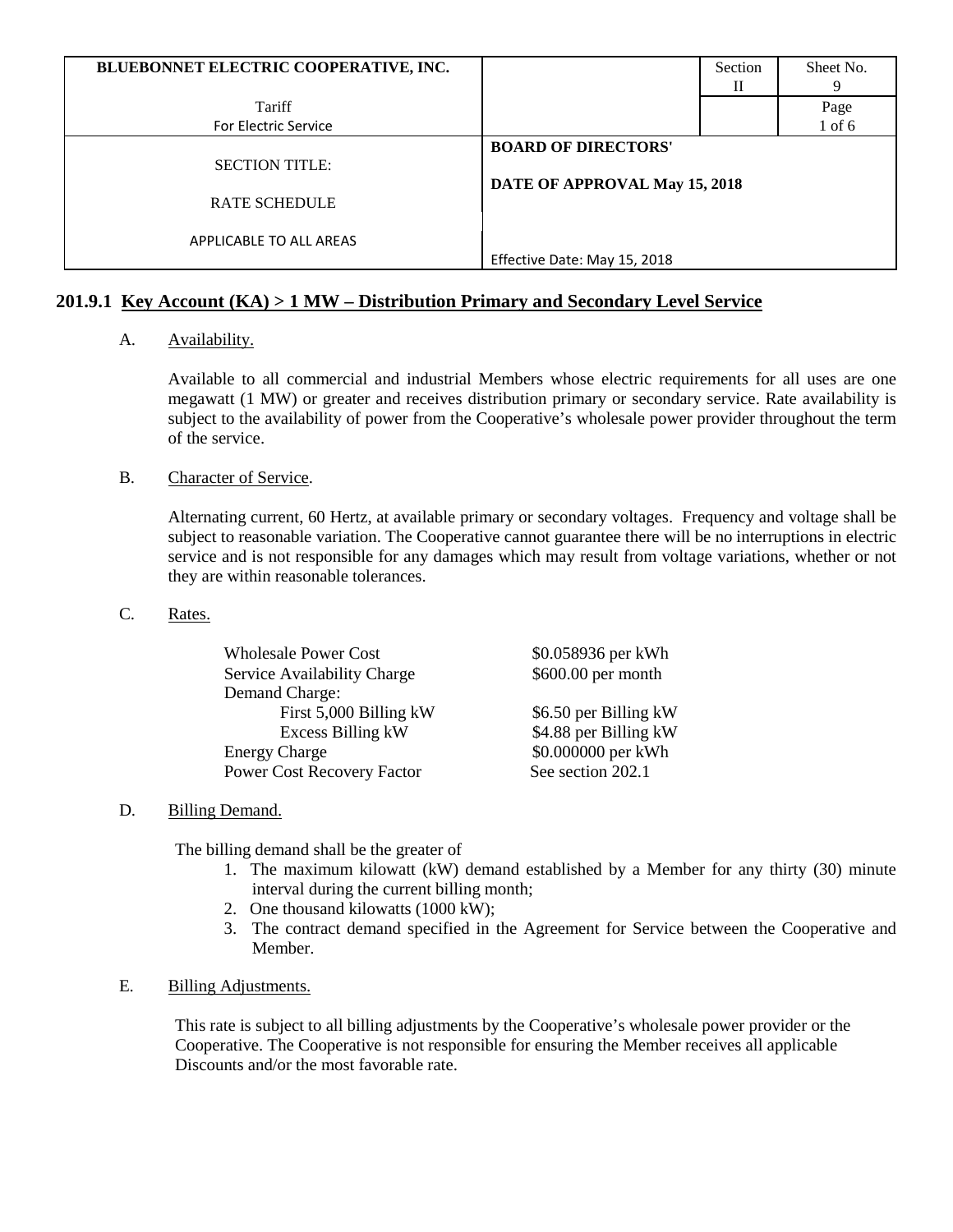| BLUEBONNET ELECTRIC COOPERATIVE, INC. | | Section II | Sheet No. 9 |
|---|---|---|---|
| Tariff For Electric Service | | | Page 1 of 6 |
| SECTION TITLE: RATE SCHEDULE APPLICABLE TO ALL AREAS | BOARD OF DIRECTORS' DATE OF APPROVAL May 15, 2018 Effective Date: May 15, 2018 | | |

## 201.9.1 Key Account (KA) > 1 MW – Distribution Primary and Secondary Level Service

A. Availability.

Available to all commercial and industrial Members whose electric requirements for all uses are one megawatt (1 MW) or greater and receives distribution primary or secondary service. Rate availability is subject to the availability of power from the Cooperative's wholesale power provider throughout the term of the service.

B. Character of Service.

Alternating current, 60 Hertz, at available primary or secondary voltages. Frequency and voltage shall be subject to reasonable variation. The Cooperative cannot guarantee there will be no interruptions in electric service and is not responsible for any damages which may result from voltage variations, whether or not they are within reasonable tolerances.

C. Rates.

| | |
|---|---|
| Wholesale Power Cost | $0.058936 per kWh |
| Service Availability Charge | $600.00 per month |
| Demand Charge: | |
| First 5,000 Billing kW | $6.50 per Billing kW |
| Excess Billing kW | $4.88 per Billing kW |
| Energy Charge | $0.000000 per kWh |
| Power Cost Recovery Factor | See section 202.1 |

D. Billing Demand.

The billing demand shall be the greater of

1. The maximum kilowatt (kW) demand established by a Member for any thirty (30) minute interval during the current billing month;
2. One thousand kilowatts (1000 kW);
3. The contract demand specified in the Agreement for Service between the Cooperative and Member.

E. Billing Adjustments.

This rate is subject to all billing adjustments by the Cooperative's wholesale power provider or the Cooperative. The Cooperative is not responsible for ensuring the Member receives all applicable Discounts and/or the most favorable rate.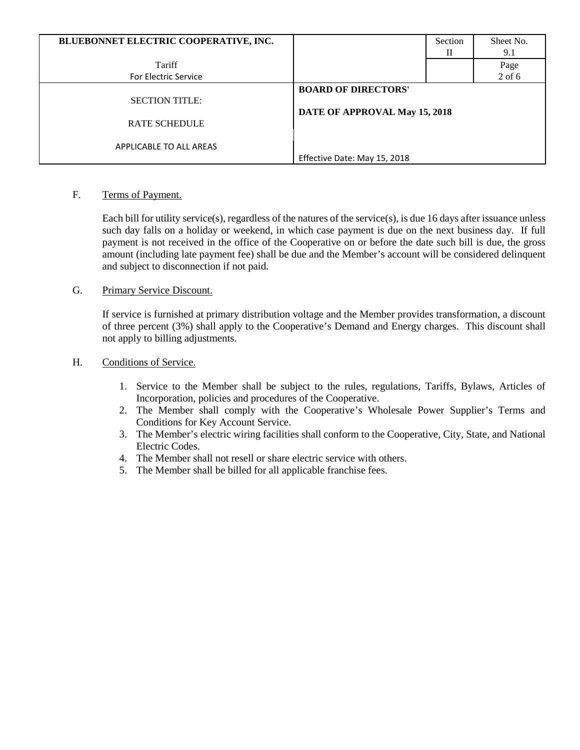F. Terms of Payment.

Each bill for utility service(s), regardless of the natures of the service(s), is due 16 days after issuance unless such day falls on a holiday or weekend, in which case payment is due on the next business day. If full payment is not received in the office of the Cooperative on or before the date such bill is due, the gross amount (including late payment fee) shall be due and the Member's account will be considered delinquent and subject to disconnection if not paid.

G. Primary Service Discount.

If service is furnished at primary distribution voltage and the Member provides transformation, a discount of three percent (3%) shall apply to the Cooperative's Demand and Energy charges. This discount shall not apply to billing adjustments.

H. Conditions of Service.

1. Service to the Member shall be subject to the rules, regulations, Tariffs, Bylaws, Articles of Incorporation, policies and procedures of the Cooperative.
2. The Member shall comply with the Cooperative's Wholesale Power Supplier's Terms and Conditions for Key Account Service.
3. The Member's electric wiring facilities shall conform to the Cooperative, City, State, and National Electric Codes.
4. The Member shall not resell or share electric service with others.
5. The Member shall be billed for all applicable franchise fees.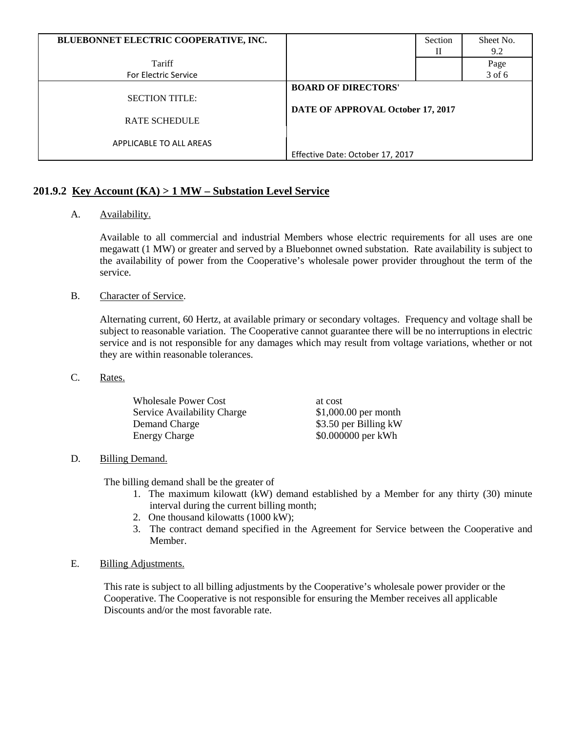| BLUEBONNET ELECTRIC COOPERATIVE, INC. | | Section II | Sheet No. 9.2 |
|---|---|---|---|
| Tariff<br>For Electric Service | | | Page 3 of 6 |
| SECTION TITLE:<br><br>RATE SCHEDULE<br><br>APPLICABLE TO ALL AREAS | **BOARD OF DIRECTORS'**<br><br>**DATE OF APPROVAL October 17, 2017**<br><br>Effective Date: October 17, 2017 | | |

## 201.9.2 Key Account (KA) > 1 MW – Substation Level Service

A. Availability.

Available to all commercial and industrial Members whose electric requirements for all uses are one megawatt (1 MW) or greater and served by a Bluebonnet owned substation. Rate availability is subject to the availability of power from the Cooperative's wholesale power provider throughout the term of the service.

B. Character of Service.

Alternating current, 60 Hertz, at available primary or secondary voltages. Frequency and voltage shall be subject to reasonable variation. The Cooperative cannot guarantee there will be no interruptions in electric service and is not responsible for any damages which may result from voltage variations, whether or not they are within reasonable tolerances.

C. Rates.

| | |
|---|---|
| Wholesale Power Cost | at cost |
| Service Availability Charge | $1,000.00 per month |
| Demand Charge | $3.50 per Billing kW |
| Energy Charge | $0.000000 per kWh |

D. Billing Demand.

The billing demand shall be the greater of

1. The maximum kilowatt (kW) demand established by a Member for any thirty (30) minute interval during the current billing month;
2. One thousand kilowatts (1000 kW);
3. The contract demand specified in the Agreement for Service between the Cooperative and Member.

E. Billing Adjustments.

This rate is subject to all billing adjustments by the Cooperative's wholesale power provider or the Cooperative. The Cooperative is not responsible for ensuring the Member receives all applicable Discounts and/or the most favorable rate.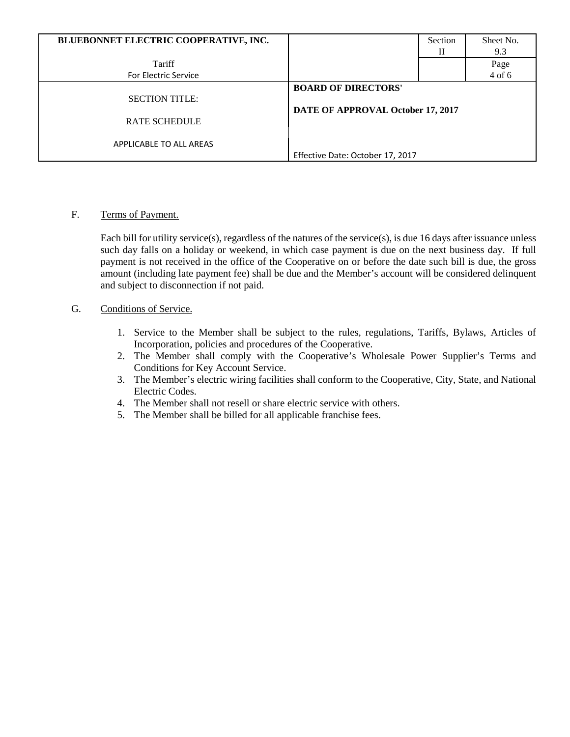F. Terms of Payment.

Each bill for utility service(s), regardless of the natures of the service(s), is due 16 days after issuance unless such day falls on a holiday or weekend, in which case payment is due on the next business day. If full payment is not received in the office of the Cooperative on or before the date such bill is due, the gross amount (including late payment fee) shall be due and the Member's account will be considered delinquent and subject to disconnection if not paid.

G. Conditions of Service.

1. Service to the Member shall be subject to the rules, regulations, Tariffs, Bylaws, Articles of Incorporation, policies and procedures of the Cooperative.
2. The Member shall comply with the Cooperative's Wholesale Power Supplier's Terms and Conditions for Key Account Service.
3. The Member's electric wiring facilities shall conform to the Cooperative, City, State, and National Electric Codes.
4. The Member shall not resell or share electric service with others.
5. The Member shall be billed for all applicable franchise fees.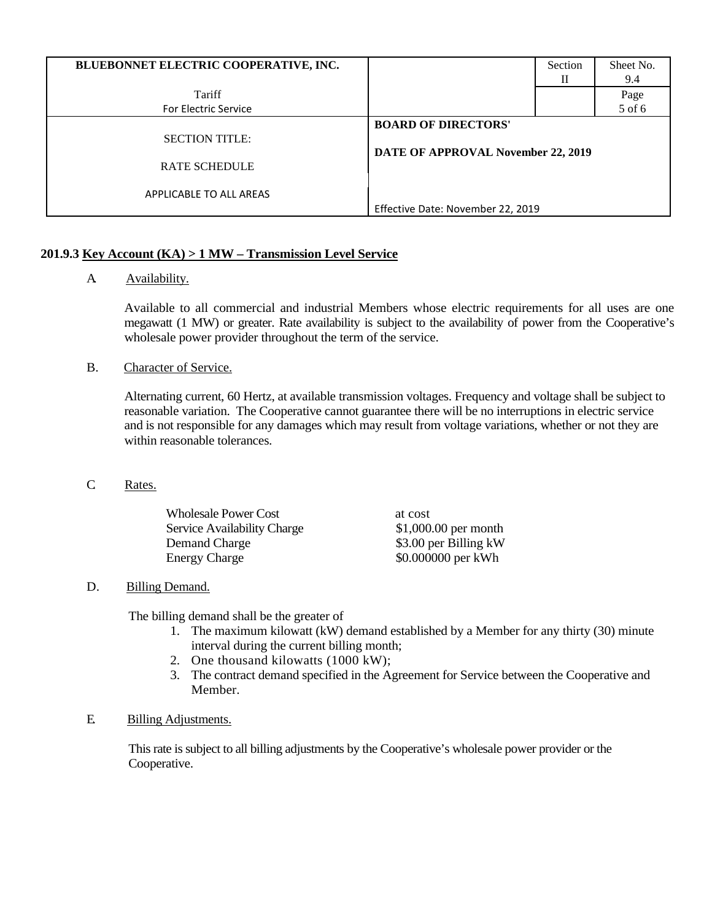## 201.9.3 Key Account (KA) > 1 MW – Transmission Level Service

A. Availability.

Available to all commercial and industrial Members whose electric requirements for all uses are one megawatt (1 MW) or greater. Rate availability is subject to the availability of power from the Cooperative's wholesale power provider throughout the term of the service.

B. Character of Service.

Alternating current, 60 Hertz, at available transmission voltages. Frequency and voltage shall be subject to reasonable variation. The Cooperative cannot guarantee there will be no interruptions in electric service and is not responsible for any damages which may result from voltage variations, whether or not they are within reasonable tolerances.

C. Rates.

| | |
|---|---|
| Wholesale Power Cost | at cost |
| Service Availability Charge | $1,000.00 per month |
| Demand Charge | $3.00 per Billing kW |
| Energy Charge | $0.000000 per kWh |

D. Billing Demand.

The billing demand shall be the greater of

1. The maximum kilowatt (kW) demand established by a Member for any thirty (30) minute interval during the current billing month;
2. One thousand kilowatts (1000 kW);
3. The contract demand specified in the Agreement for Service between the Cooperative and Member.

E. Billing Adjustments.

This rate is subject to all billing adjustments by the Cooperative's wholesale power provider or the Cooperative.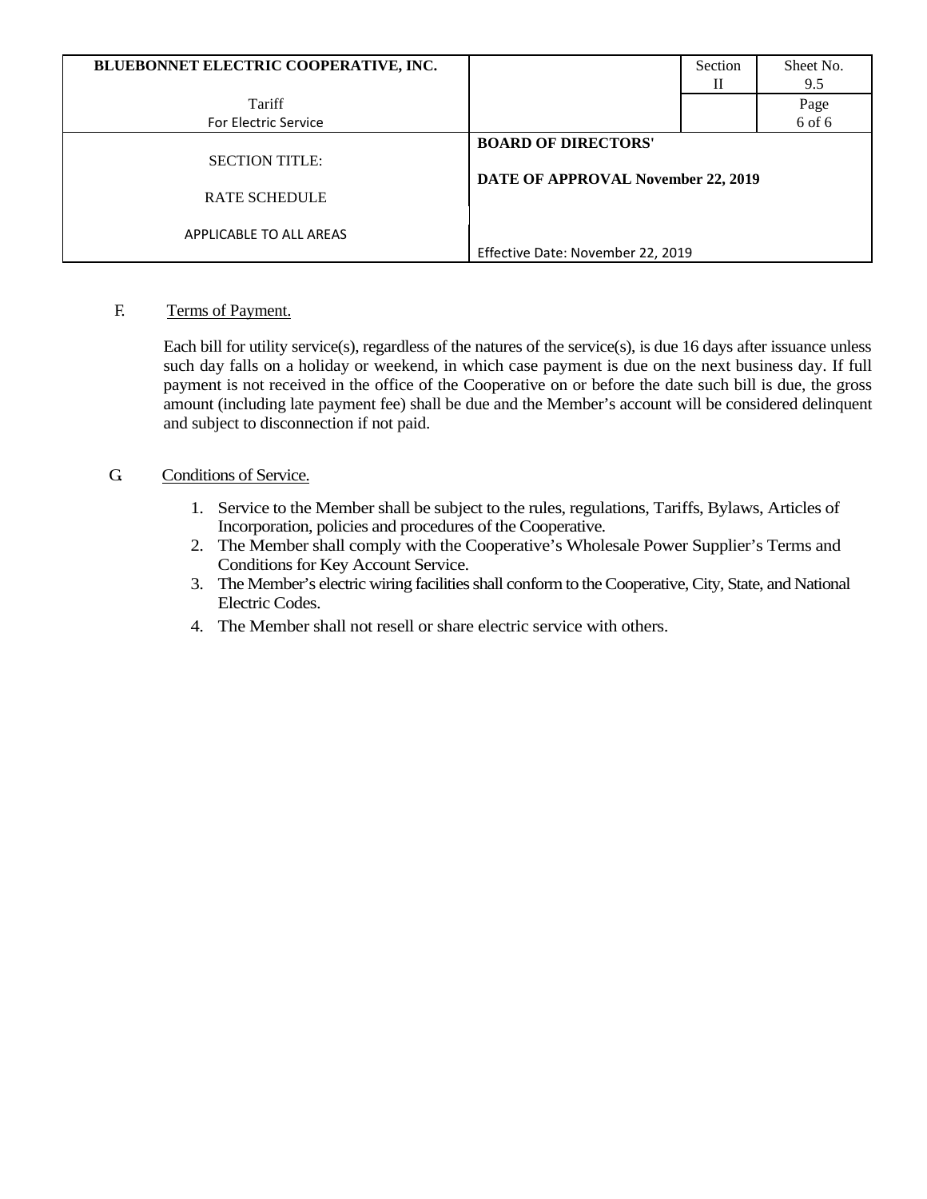F. Terms of Payment.

Each bill for utility service(s), regardless of the natures of the service(s), is due 16 days after issuance unless such day falls on a holiday or weekend, in which case payment is due on the next business day. If full payment is not received in the office of the Cooperative on or before the date such bill is due, the gross amount (including late payment fee) shall be due and the Member's account will be considered delinquent and subject to disconnection if not paid.

G. Conditions of Service.

1. Service to the Member shall be subject to the rules, regulations, Tariffs, Bylaws, Articles of Incorporation, policies and procedures of the Cooperative.
2. The Member shall comply with the Cooperative's Wholesale Power Supplier's Terms and Conditions for Key Account Service.
3. The Member's electric wiring facilities shall conform to the Cooperative, City, State, and National Electric Codes.
4. The Member shall not resell or share electric service with others.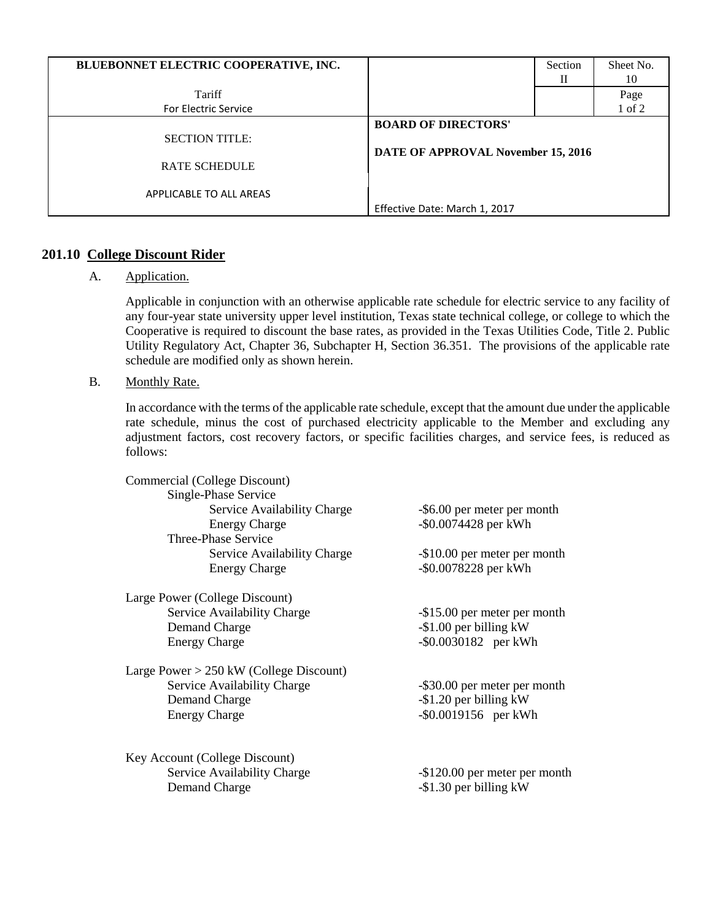| BLUEBONNET ELECTRIC COOPERATIVE, INC. | | Section II | Sheet No. 10 |
|---|---|---|---|
| Tariff For Electric Service | | | Page 1 of 2 |
| SECTION TITLE: RATE SCHEDULE APPLICABLE TO ALL AREAS | **BOARD OF DIRECTORS' DATE OF APPROVAL November 15, 2016** Effective Date: March 1, 2017 | | |

## 201.10 College Discount Rider

A. Application.

Applicable in conjunction with an otherwise applicable rate schedule for electric service to any facility of any four-year state university upper level institution, Texas state technical college, or college to which the Cooperative is required to discount the base rates, as provided in the Texas Utilities Code, Title 2. Public Utility Regulatory Act, Chapter 36, Subchapter H, Section 36.351. The provisions of the applicable rate schedule are modified only as shown herein.

B. Monthly Rate.

In accordance with the terms of the applicable rate schedule, except that the amount due under the applicable rate schedule, minus the cost of purchased electricity applicable to the Member and excluding any adjustment factors, cost recovery factors, or specific facilities charges, and service fees, is reduced as follows:

| | |
|---|---|
| Commercial (College Discount) | |
| Single-Phase Service | |
| Service Availability Charge | -$6.00 per meter per month |
| Energy Charge | -$0.0074428 per kWh |
| Three-Phase Service | |
| Service Availability Charge | -$10.00 per meter per month |
| Energy Charge | -$0.0078228 per kWh |
| Large Power (College Discount) | |
| Service Availability Charge | -$15.00 per meter per month |
| Demand Charge | -$1.00 per billing kW |
| Energy Charge | -$0.0030182 per kWh |
| Large Power > 250 kW (College Discount) | |
| Service Availability Charge | -$30.00 per meter per month |
| Demand Charge | -$1.20 per billing kW |
| Energy Charge | -$0.0019156 per kWh |
| Key Account (College Discount) | |
| Service Availability Charge | -$120.00 per meter per month |
| Demand Charge | -$1.30 per billing kW |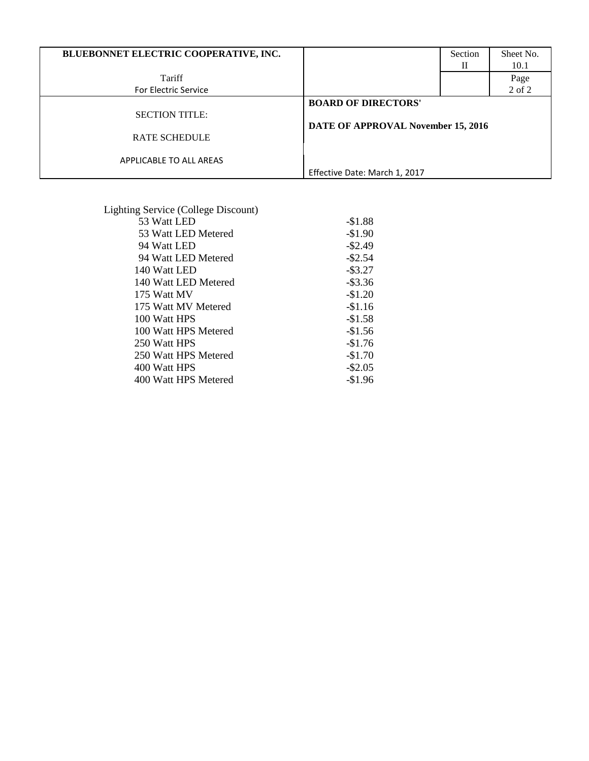| BLUEBONNET ELECTRIC COOPERATIVE, INC. | | Section II | Sheet No. 10.1 |
|---|---|---|---|
| Tariff For Electric Service | | | Page 2 of 2 |
| SECTION TITLE: RATE SCHEDULE APPLICABLE TO ALL AREAS | **BOARD OF DIRECTORS' DATE OF APPROVAL November 15, 2016** Effective Date: March 1, 2017 | | |

| Lighting Service (College Discount) | |
|---|---|
| 53 Watt LED | -$1.88 |
| 53 Watt LED Metered | -$1.90 |
| 94 Watt LED | -$2.49 |
| 94 Watt LED Metered | -$2.54 |
| 140 Watt LED | -$3.27 |
| 140 Watt LED Metered | -$3.36 |
| 175 Watt MV | -$1.20 |
| 175 Watt MV Metered | -$1.16 |
| 100 Watt HPS | -$1.58 |
| 100 Watt HPS Metered | -$1.56 |
| 250 Watt HPS | -$1.76 |
| 250 Watt HPS Metered | -$1.70 |
| 400 Watt HPS | -$2.05 |
| 400 Watt HPS Metered | -$1.96 |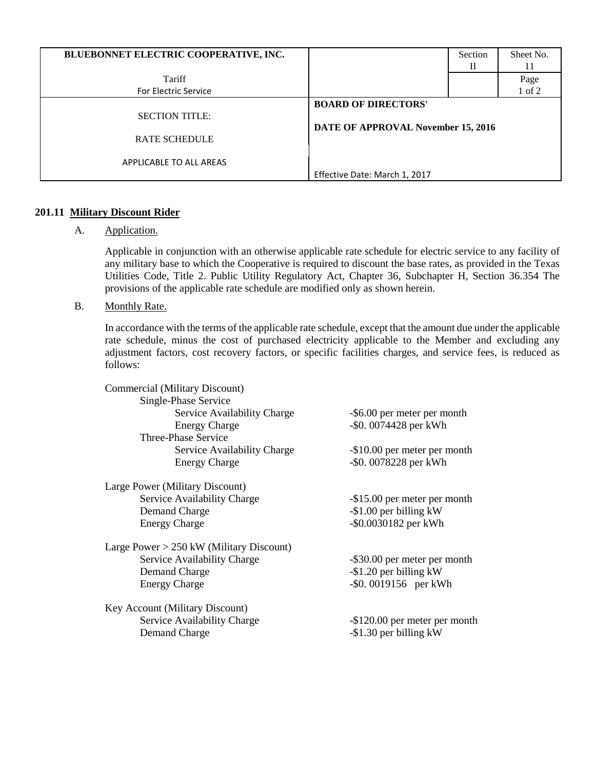| BLUEBONNET ELECTRIC COOPERATIVE, INC. | | Section II | Sheet No. 11 |
|---|---|---|---|
| Tariff For Electric Service | | | Page 1 of 2 |
| SECTION TITLE: RATE SCHEDULE APPLICABLE TO ALL AREAS | **BOARD OF DIRECTORS' DATE OF APPROVAL November 15, 2016** Effective Date: March 1, 2017 | | |

## 201.11 Military Discount Rider

A. Application.

Applicable in conjunction with an otherwise applicable rate schedule for electric service to any facility of any military base to which the Cooperative is required to discount the base rates, as provided in the Texas Utilities Code, Title 2. Public Utility Regulatory Act, Chapter 36, Subchapter H, Section 36.354 The provisions of the applicable rate schedule are modified only as shown herein.

B. Monthly Rate.

In accordance with the terms of the applicable rate schedule, except that the amount due under the applicable rate schedule, minus the cost of purchased electricity applicable to the Member and excluding any adjustment factors, cost recovery factors, or specific facilities charges, and service fees, is reduced as follows:

Commercial (Military Discount)
- Single-Phase Service
  - Service Availability Charge: -$6.00 per meter per month
  - Energy Charge: -$0. 0074428 per kWh
- Three-Phase Service
  - Service Availability Charge: -$10.00 per meter per month
  - Energy Charge: -$0. 0078228 per kWh

Large Power (Military Discount)
- Service Availability Charge: -$15.00 per meter per month
- Demand Charge: -$1.00 per billing kW
- Energy Charge: -$0.0030182 per kWh

Large Power > 250 kW (Military Discount)
- Service Availability Charge: -$30.00 per meter per month
- Demand Charge: -$1.20 per billing kW
- Energy Charge: -$0. 0019156 per kWh

Key Account (Military Discount)
- Service Availability Charge: -$120.00 per meter per month
- Demand Charge: -$1.30 per billing kW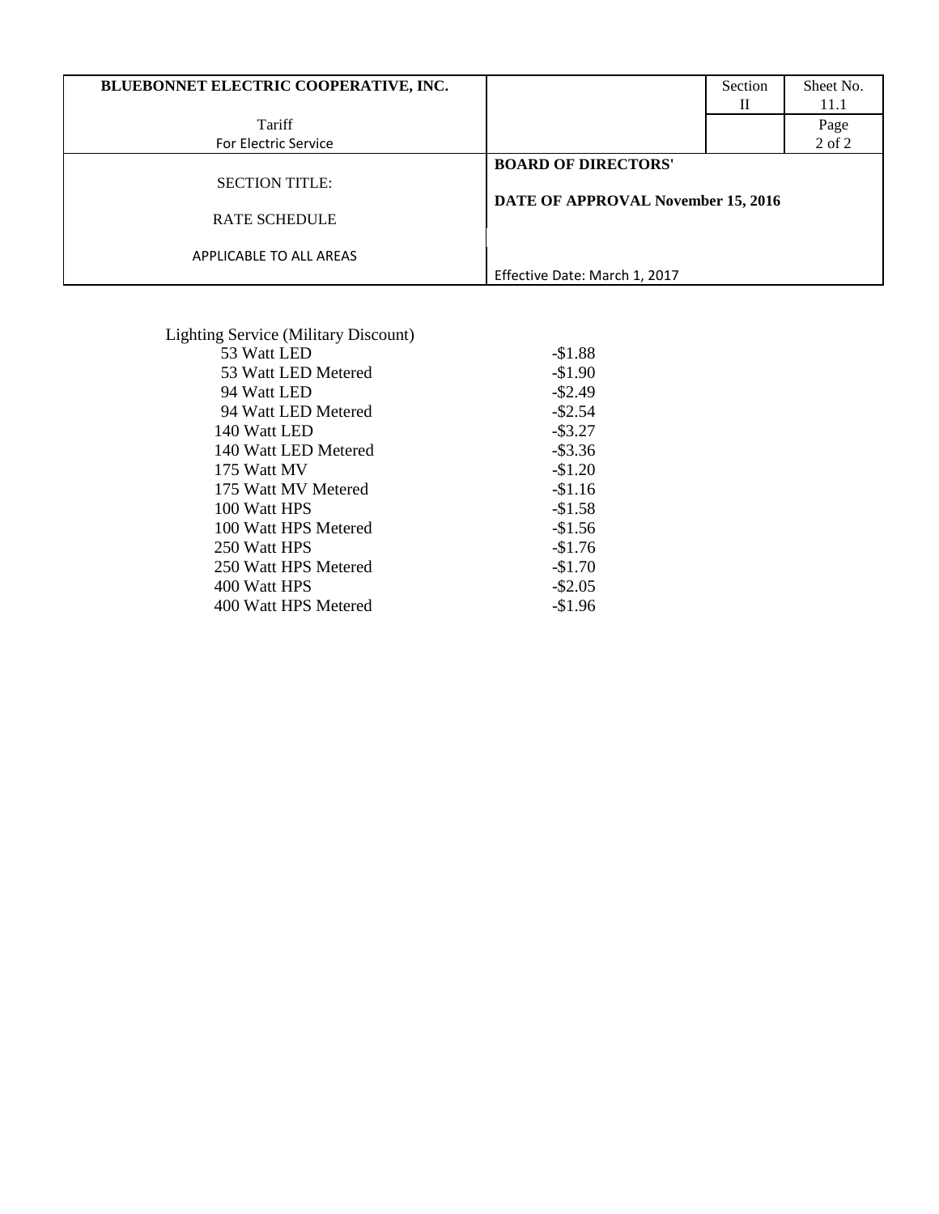| BLUEBONNET ELECTRIC COOPERATIVE, INC. | | Section II | Sheet No. 11.1 |
|---|---|---|---|
| Tariff For Electric Service | | | Page 2 of 2 |
| SECTION TITLE: RATE SCHEDULE APPLICABLE TO ALL AREAS | **BOARD OF DIRECTORS' DATE OF APPROVAL November 15, 2016** Effective Date: March 1, 2017 | | |

Lighting Service (Military Discount)

| | |
|---|---|
| 53 Watt LED | -$1.88 |
| 53 Watt LED Metered | -$1.90 |
| 94 Watt LED | -$2.49 |
| 94 Watt LED Metered | -$2.54 |
| 140 Watt LED | -$3.27 |
| 140 Watt LED Metered | -$3.36 |
| 175 Watt MV | -$1.20 |
| 175 Watt MV Metered | -$1.16 |
| 100 Watt HPS | -$1.58 |
| 100 Watt HPS Metered | -$1.56 |
| 250 Watt HPS | -$1.76 |
| 250 Watt HPS Metered | -$1.70 |
| 400 Watt HPS | -$2.05 |
| 400 Watt HPS Metered | -$1.96 |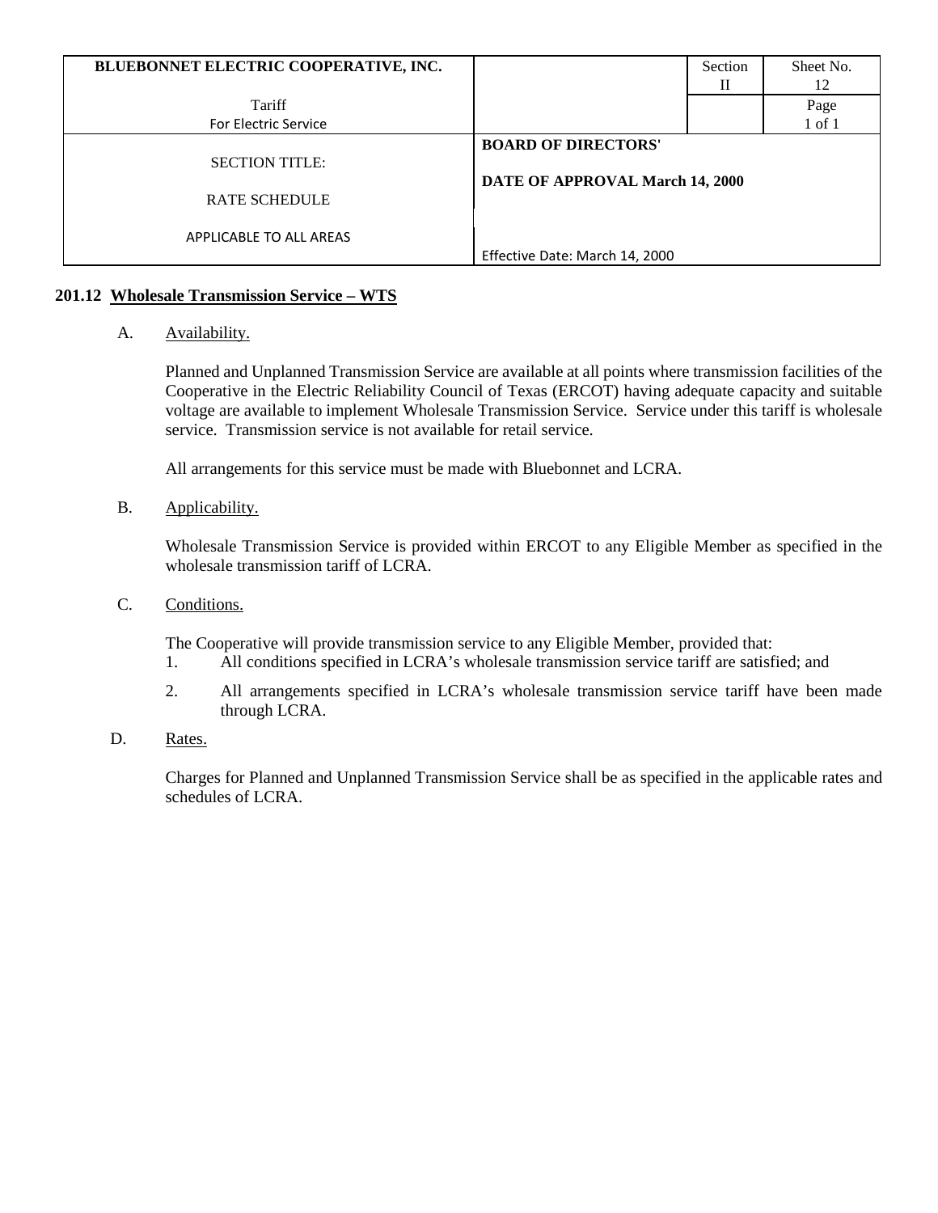| BLUEBONNET ELECTRIC COOPERATIVE, INC. | | Section II | Sheet No. 12 |
|---|---|---|---|
| Tariff For Electric Service | | | Page 1 of 1 |
| SECTION TITLE: RATE SCHEDULE APPLICABLE TO ALL AREAS | **BOARD OF DIRECTORS' DATE OF APPROVAL March 14, 2000** Effective Date: March 14, 2000 | | |

## 201.12 Wholesale Transmission Service – WTS

A. Availability.

Planned and Unplanned Transmission Service are available at all points where transmission facilities of the Cooperative in the Electric Reliability Council of Texas (ERCOT) having adequate capacity and suitable voltage are available to implement Wholesale Transmission Service. Service under this tariff is wholesale service. Transmission service is not available for retail service.

All arrangements for this service must be made with Bluebonnet and LCRA.

B. Applicability.

Wholesale Transmission Service is provided within ERCOT to any Eligible Member as specified in the wholesale transmission tariff of LCRA.

C. Conditions.

The Cooperative will provide transmission service to any Eligible Member, provided that:

1. All conditions specified in LCRA's wholesale transmission service tariff are satisfied; and
2. All arrangements specified in LCRA's wholesale transmission service tariff have been made through LCRA.

D. Rates.

Charges for Planned and Unplanned Transmission Service shall be as specified in the applicable rates and schedules of LCRA.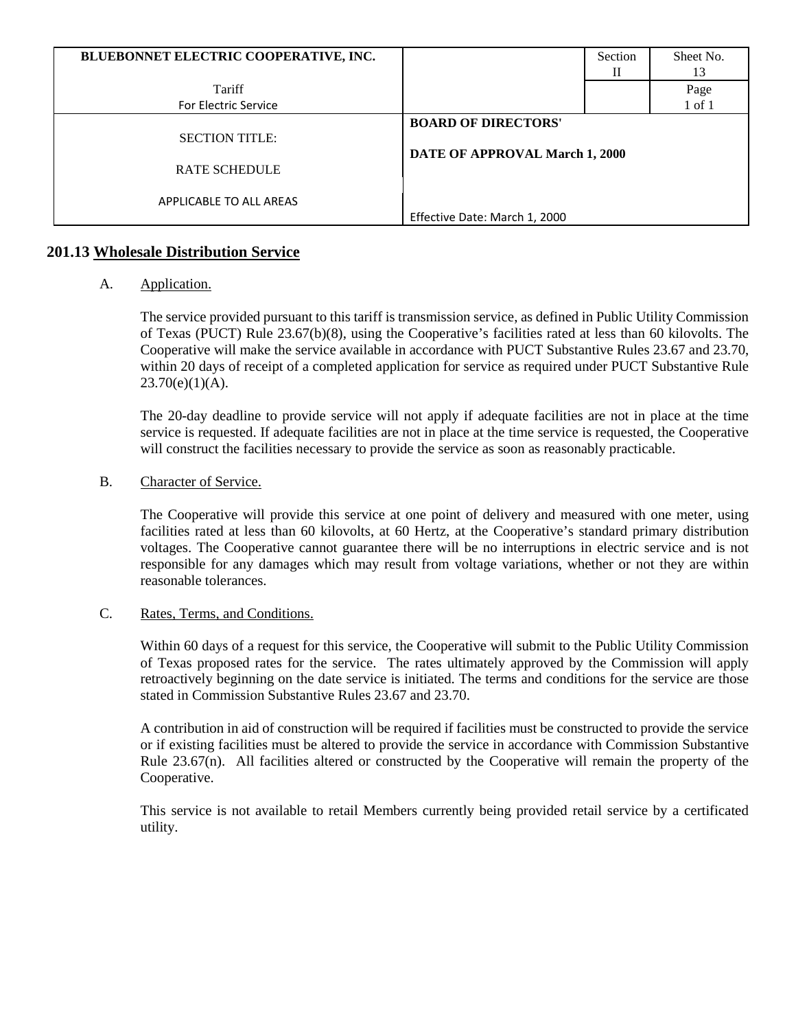| BLUEBONNET ELECTRIC COOPERATIVE, INC. | | Section II | Sheet No. 13 |
| --- | --- | --- | --- |
| Tariff<br>For Electric Service | | | Page<br>1 of 1 |
| SECTION TITLE:<br><br>RATE SCHEDULE<br><br>APPLICABLE TO ALL AREAS | **BOARD OF DIRECTORS'**<br><br>**DATE OF APPROVAL March 1, 2000**<br><br>Effective Date: March 1, 2000 | | |

## 201.13 Wholesale Distribution Service

A. Application.

The service provided pursuant to this tariff is transmission service, as defined in Public Utility Commission of Texas (PUCT) Rule 23.67(b)(8), using the Cooperative's facilities rated at less than 60 kilovolts. The Cooperative will make the service available in accordance with PUCT Substantive Rules 23.67 and 23.70, within 20 days of receipt of a completed application for service as required under PUCT Substantive Rule 23.70(e)(1)(A).

The 20-day deadline to provide service will not apply if adequate facilities are not in place at the time service is requested. If adequate facilities are not in place at the time service is requested, the Cooperative will construct the facilities necessary to provide the service as soon as reasonably practicable.

B. Character of Service.

The Cooperative will provide this service at one point of delivery and measured with one meter, using facilities rated at less than 60 kilovolts, at 60 Hertz, at the Cooperative's standard primary distribution voltages. The Cooperative cannot guarantee there will be no interruptions in electric service and is not responsible for any damages which may result from voltage variations, whether or not they are within reasonable tolerances.

C. Rates, Terms, and Conditions.

Within 60 days of a request for this service, the Cooperative will submit to the Public Utility Commission of Texas proposed rates for the service. The rates ultimately approved by the Commission will apply retroactively beginning on the date service is initiated. The terms and conditions for the service are those stated in Commission Substantive Rules 23.67 and 23.70.

A contribution in aid of construction will be required if facilities must be constructed to provide the service or if existing facilities must be altered to provide the service in accordance with Commission Substantive Rule 23.67(n). All facilities altered or constructed by the Cooperative will remain the property of the Cooperative.

This service is not available to retail Members currently being provided retail service by a certificated utility.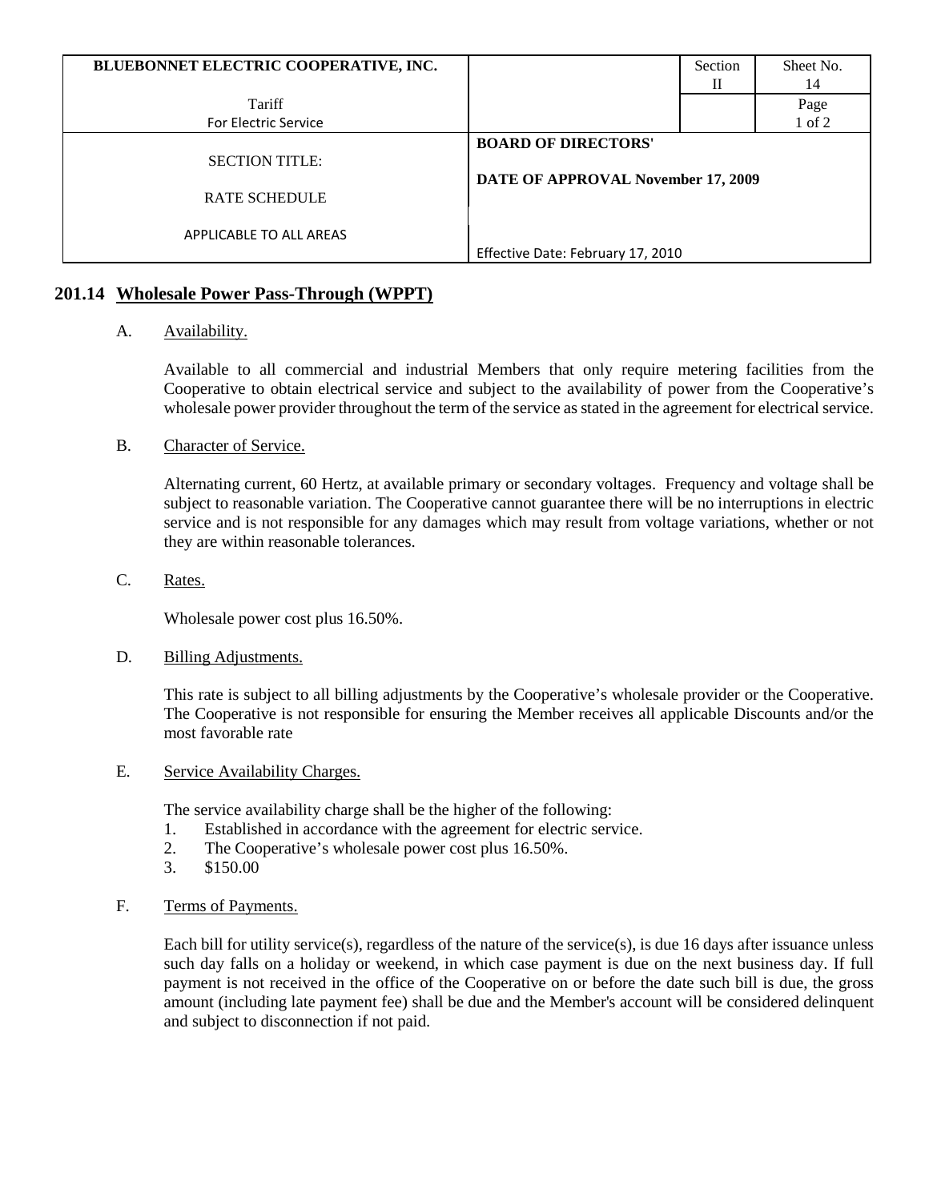| BLUEBONNET ELECTRIC COOPERATIVE, INC. | | Section II | Sheet No. 14 |
|---|---|---|---|
| Tariff<br>For Electric Service | | | Page 1 of 2 |
| SECTION TITLE:<br><br>RATE SCHEDULE<br><br>APPLICABLE TO ALL AREAS | **BOARD OF DIRECTORS'**<br><br>**DATE OF APPROVAL November 17, 2009**<br><br>Effective Date: February 17, 2010 | | |

## 201.14 Wholesale Power Pass-Through (WPPT)

A. Availability.

Available to all commercial and industrial Members that only require metering facilities from the Cooperative to obtain electrical service and subject to the availability of power from the Cooperative's wholesale power provider throughout the term of the service as stated in the agreement for electrical service.

B. Character of Service.

Alternating current, 60 Hertz, at available primary or secondary voltages. Frequency and voltage shall be subject to reasonable variation. The Cooperative cannot guarantee there will be no interruptions in electric service and is not responsible for any damages which may result from voltage variations, whether or not they are within reasonable tolerances.

C. Rates.

Wholesale power cost plus 16.50%.

D. Billing Adjustments.

This rate is subject to all billing adjustments by the Cooperative's wholesale provider or the Cooperative. The Cooperative is not responsible for ensuring the Member receives all applicable Discounts and/or the most favorable rate

E. Service Availability Charges.

The service availability charge shall be the higher of the following:

1. Established in accordance with the agreement for electric service.
2. The Cooperative's wholesale power cost plus 16.50%.
3. $150.00

F. Terms of Payments.

Each bill for utility service(s), regardless of the nature of the service(s), is due 16 days after issuance unless such day falls on a holiday or weekend, in which case payment is due on the next business day. If full payment is not received in the office of the Cooperative on or before the date such bill is due, the gross amount (including late payment fee) shall be due and the Member's account will be considered delinquent and subject to disconnection if not paid.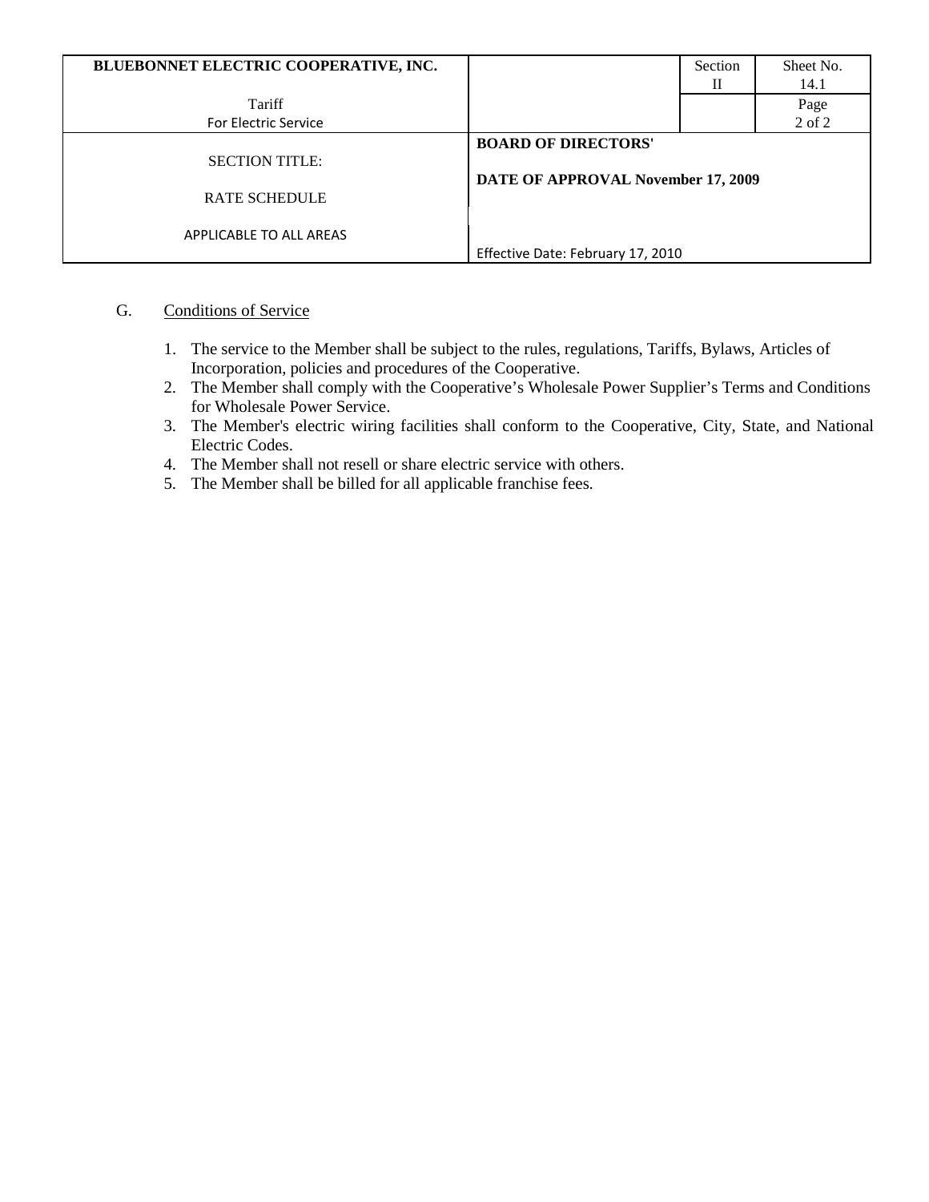| BLUEBONNET ELECTRIC COOPERATIVE, INC. | | Section II | Sheet No. 14.1 |
|---|---|---|---|
| Tariff For Electric Service | | | Page 2 of 2 |
| SECTION TITLE: RATE SCHEDULE APPLICABLE TO ALL AREAS | **BOARD OF DIRECTORS' DATE OF APPROVAL November 17, 2009** Effective Date: February 17, 2010 | | |

G. Conditions of Service

1. The service to the Member shall be subject to the rules, regulations, Tariffs, Bylaws, Articles of Incorporation, policies and procedures of the Cooperative.
2. The Member shall comply with the Cooperative's Wholesale Power Supplier's Terms and Conditions for Wholesale Power Service.
3. The Member's electric wiring facilities shall conform to the Cooperative, City, State, and National Electric Codes.
4. The Member shall not resell or share electric service with others.
5. The Member shall be billed for all applicable franchise fees.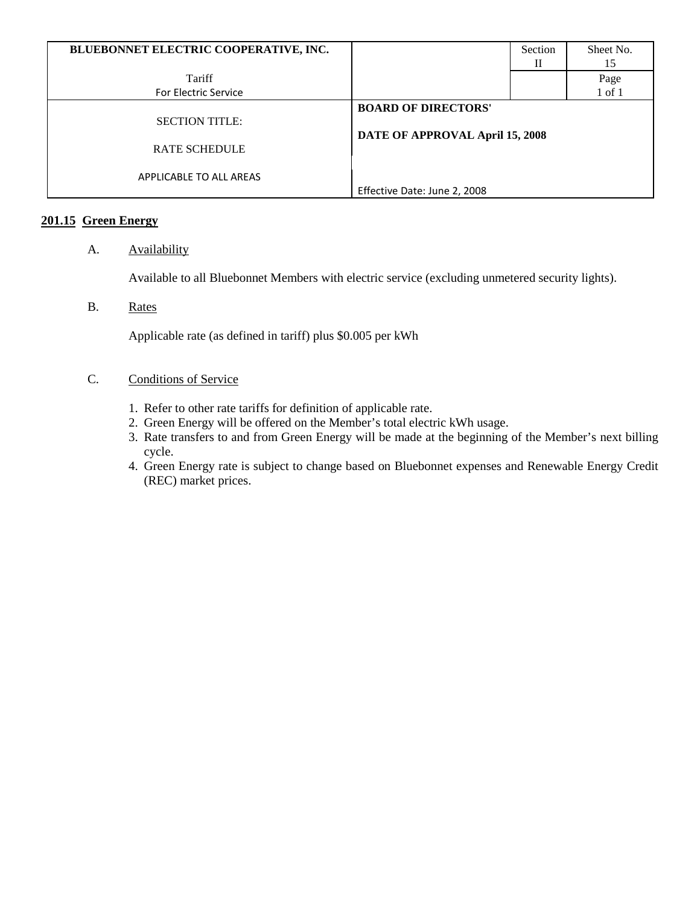| BLUEBONNET ELECTRIC COOPERATIVE, INC. | | Section II | Sheet No. 15 |
|---|---|---|---|
| Tariff For Electric Service | | | Page 1 of 1 |
| SECTION TITLE: RATE SCHEDULE APPLICABLE TO ALL AREAS | **BOARD OF DIRECTORS' DATE OF APPROVAL April 15, 2008** Effective Date: June 2, 2008 | | |

## 201.15 Green Energy

A. Availability

Available to all Bluebonnet Members with electric service (excluding unmetered security lights).

B. Rates

Applicable rate (as defined in tariff) plus $0.005 per kWh

C. Conditions of Service

1. Refer to other rate tariffs for definition of applicable rate.
2. Green Energy will be offered on the Member's total electric kWh usage.
3. Rate transfers to and from Green Energy will be made at the beginning of the Member's next billing cycle.
4. Green Energy rate is subject to change based on Bluebonnet expenses and Renewable Energy Credit (REC) market prices.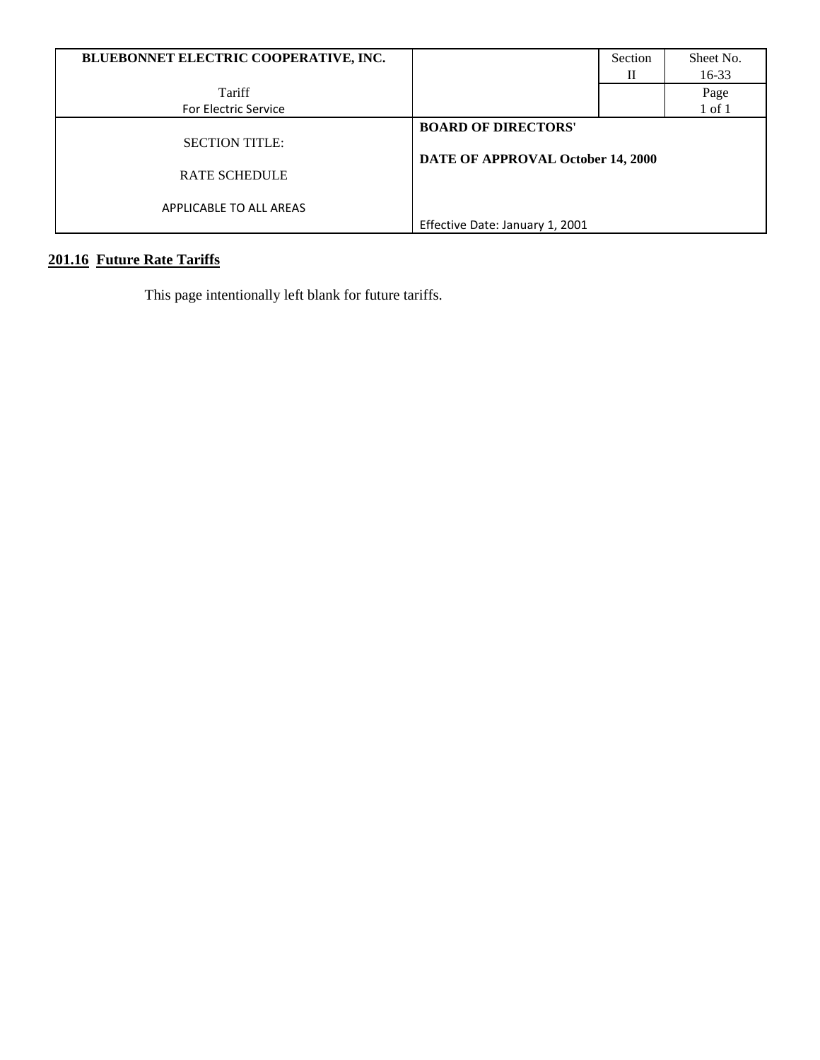| BLUEBONNET ELECTRIC COOPERATIVE, INC. | | Section II | Sheet No. 16-33 |
|---|---|---|---|
| Tariff For Electric Service | | | Page 1 of 1 |
| SECTION TITLE: RATE SCHEDULE APPLICABLE TO ALL AREAS | **BOARD OF DIRECTORS'** **DATE OF APPROVAL October 14, 2000** Effective Date: January 1, 2001 | | |

## **201.16 Future Rate Tariffs**

This page intentionally left blank for future tariffs.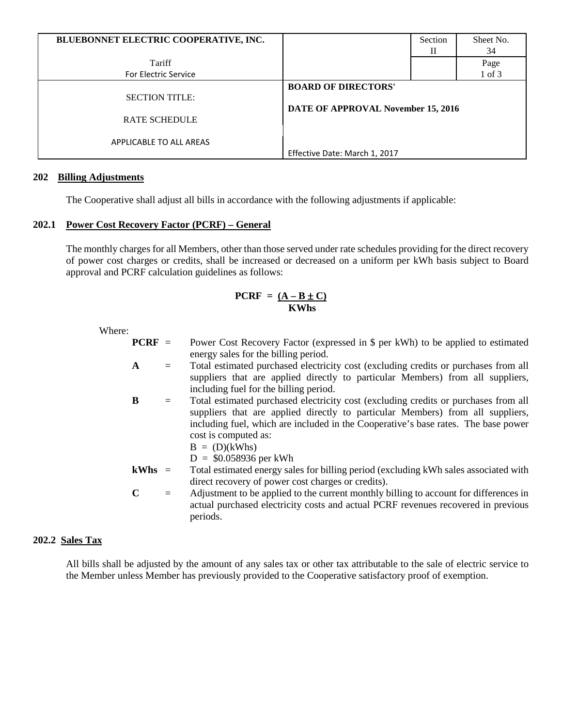| BLUEBONNET ELECTRIC COOPERATIVE, INC. | | Section II | Sheet No. 34 |
|---|---|---|---|
| Tariff For Electric Service | | | Page 1 of 3 |
| SECTION TITLE: RATE SCHEDULE APPLICABLE TO ALL AREAS | BOARD OF DIRECTORS' DATE OF APPROVAL November 15, 2016 Effective Date: March 1, 2017 | | |

## 202 Billing Adjustments

The Cooperative shall adjust all bills in accordance with the following adjustments if applicable:

### 202.1 Power Cost Recovery Factor (PCRF) – General

The monthly charges for all Members, other than those served under rate schedules providing for the direct recovery of power cost charges or credits, shall be increased or decreased on a uniform per kWh basis subject to Board approval and PCRF calculation guidelines as follows:

$$\mathbf{PCRF} = \frac{(A - B \pm C)}{\text{KWhs}}$$

Where:

- **PCRF** = Power Cost Recovery Factor (expressed in \$ per kWh) to be applied to estimated energy sales for the billing period.
- **A** = Total estimated purchased electricity cost (excluding credits or purchases from all suppliers that are applied directly to particular Members) from all suppliers, including fuel for the billing period.
- **B** = Total estimated purchased electricity cost (excluding credits or purchases from all suppliers that are applied directly to particular Members) from all suppliers, including fuel, which are included in the Cooperative's base rates. The base power cost is computed as:
  B = (D)(kWhs)
  D = \$0.058936 per kWh
- **kWhs** = Total estimated energy sales for billing period (excluding kWh sales associated with direct recovery of power cost charges or credits).
- **C** = Adjustment to be applied to the current monthly billing to account for differences in actual purchased electricity costs and actual PCRF revenues recovered in previous periods.

### 202.2 Sales Tax

All bills shall be adjusted by the amount of any sales tax or other tax attributable to the sale of electric service to the Member unless Member has previously provided to the Cooperative satisfactory proof of exemption.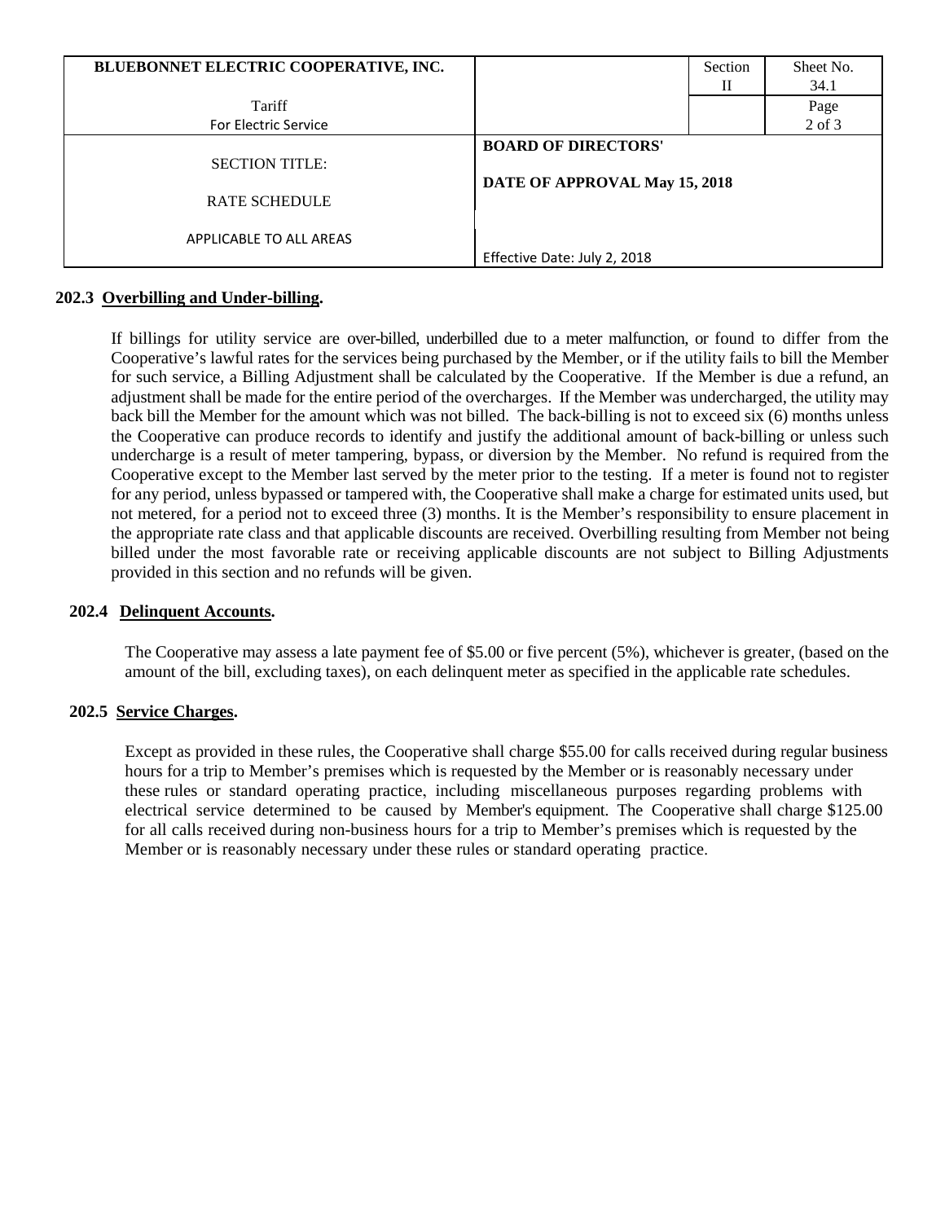| BLUEBONNET ELECTRIC COOPERATIVE, INC. | | Section II | Sheet No. 34.1 |
|---|---|---|---|
| Tariff For Electric Service | | | Page 2 of 3 |
| SECTION TITLE: RATE SCHEDULE APPLICABLE TO ALL AREAS | BOARD OF DIRECTORS' DATE OF APPROVAL May 15, 2018 Effective Date: July 2, 2018 | | |

### 202.3 Overbilling and Under-billing.

If billings for utility service are over-billed, underbilled due to a meter malfunction, or found to differ from the Cooperative's lawful rates for the services being purchased by the Member, or if the utility fails to bill the Member for such service, a Billing Adjustment shall be calculated by the Cooperative. If the Member is due a refund, an adjustment shall be made for the entire period of the overcharges. If the Member was undercharged, the utility may back bill the Member for the amount which was not billed. The back-billing is not to exceed six (6) months unless the Cooperative can produce records to identify and justify the additional amount of back-billing or unless such undercharge is a result of meter tampering, bypass, or diversion by the Member. No refund is required from the Cooperative except to the Member last served by the meter prior to the testing. If a meter is found not to register for any period, unless bypassed or tampered with, the Cooperative shall make a charge for estimated units used, but not metered, for a period not to exceed three (3) months. It is the Member's responsibility to ensure placement in the appropriate rate class and that applicable discounts are received. Overbilling resulting from Member not being billed under the most favorable rate or receiving applicable discounts are not subject to Billing Adjustments provided in this section and no refunds will be given.

### 202.4 Delinquent Accounts.

The Cooperative may assess a late payment fee of $5.00 or five percent (5%), whichever is greater, (based on the amount of the bill, excluding taxes), on each delinquent meter as specified in the applicable rate schedules.

### 202.5 Service Charges.

Except as provided in these rules, the Cooperative shall charge $55.00 for calls received during regular business hours for a trip to Member's premises which is requested by the Member or is reasonably necessary under these rules or standard operating practice, including miscellaneous purposes regarding problems with electrical service determined to be caused by Member's equipment. The Cooperative shall charge $125.00 for all calls received during non-business hours for a trip to Member's premises which is requested by the Member or is reasonably necessary under these rules or standard operating practice.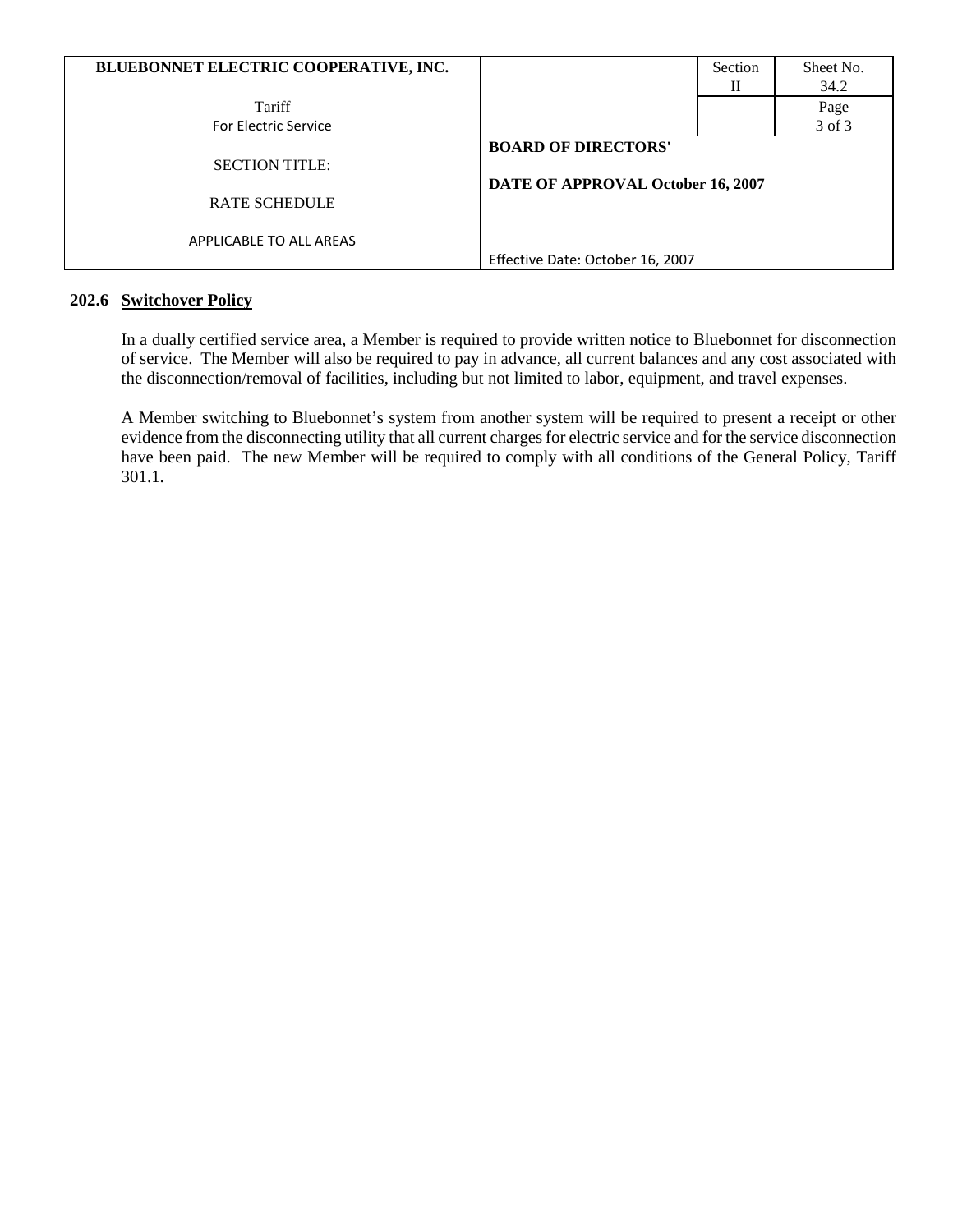| BLUEBONNET ELECTRIC COOPERATIVE, INC. | | Section II | Sheet No. 34.2 |
|---|---|---|---|
| Tariff For Electric Service | | | Page 3 of 3 |
| SECTION TITLE: RATE SCHEDULE APPLICABLE TO ALL AREAS | **BOARD OF DIRECTORS'** **DATE OF APPROVAL October 16, 2007** Effective Date: October 16, 2007 | | |

## 202.6 Switchover Policy

In a dually certified service area, a Member is required to provide written notice to Bluebonnet for disconnection of service. The Member will also be required to pay in advance, all current balances and any cost associated with the disconnection/removal of facilities, including but not limited to labor, equipment, and travel expenses.

A Member switching to Bluebonnet's system from another system will be required to present a receipt or other evidence from the disconnecting utility that all current charges for electric service and for the service disconnection have been paid. The new Member will be required to comply with all conditions of the General Policy, Tariff 301.1.